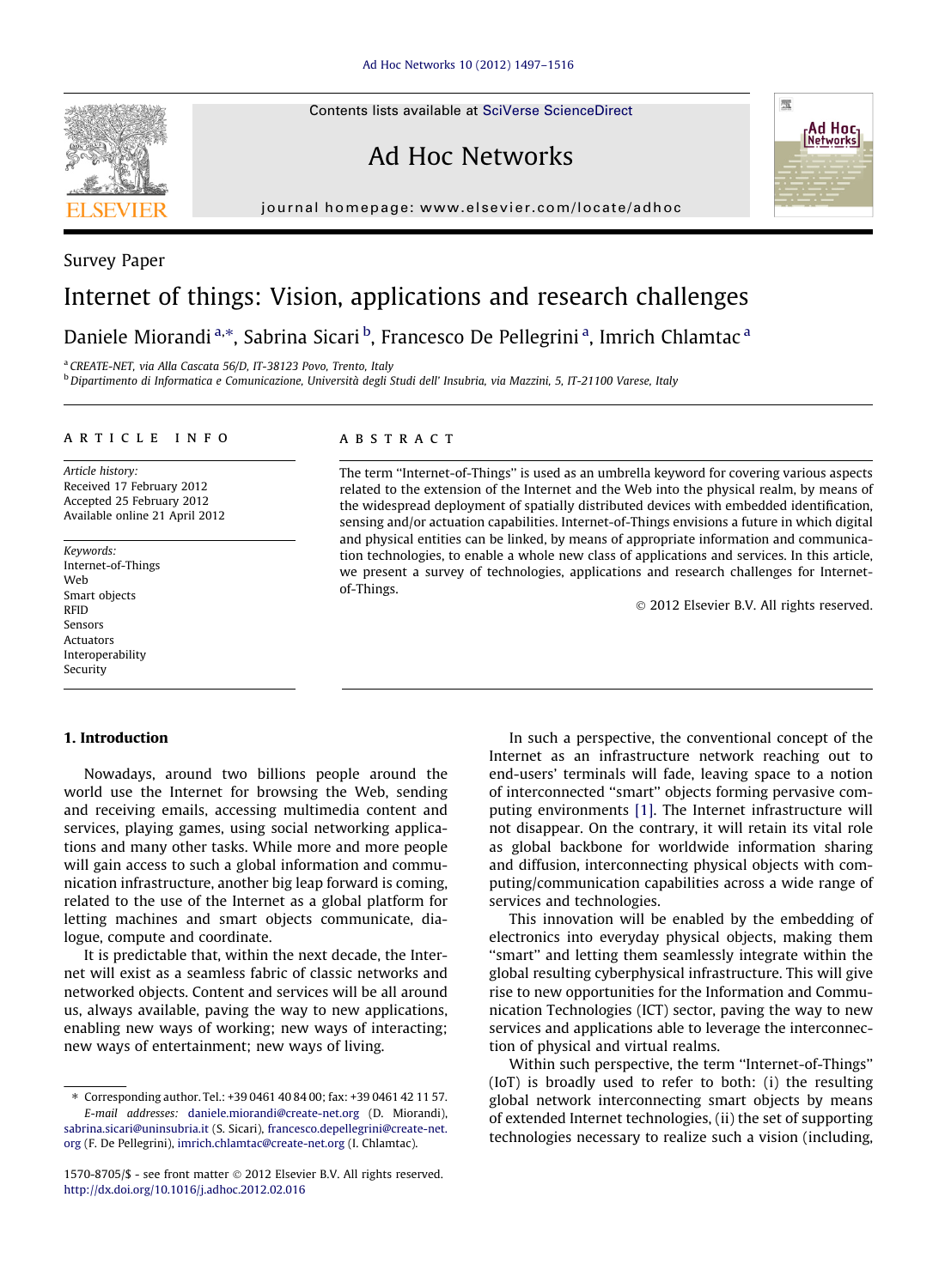Contents lists available at SciVerse ScienceDirect

# Ad Hoc Networks

journal homepage: www.elsevier.com/locate/adhoc

Survey Paper

# Internet of things: Vision, applications and research challenges

Daniele Miorandi [a,*], Sabrina Sicari [b], Francesco De Pellegrini [a], Imrich Chlamtac [a]

[a] CREATE-NET, via Alla Cascata 56/D, IT-38123 Povo, Trento, Italy
[b] Dipartimento di Informatica e Comunicazione, Università degli Studi dell' Insubria, via Mazzini, 5, IT-21100 Varese, Italy

## ARTICLE INFO

*Article history:*
Received 17 February 2012
Accepted 25 February 2012
Available online 21 April 2012

*Keywords:*
Internet-of-Things
Web
Smart objects
RFID
Sensors
Actuators
Interoperability
Security

## ABSTRACT

The term "Internet-of-Things" is used as an umbrella keyword for covering various aspects related to the extension of the Internet and the Web into the physical realm, by means of the widespread deployment of spatially distributed devices with embedded identification, sensing and/or actuation capabilities. Internet-of-Things envisions a future in which digital and physical entities can be linked, by means of appropriate information and communication technologies, to enable a whole new class of applications and services. In this article, we present a survey of technologies, applications and research challenges for Internet-of-Things.

© 2012 Elsevier B.V. All rights reserved.

## 1. Introduction

Nowadays, around two billions people around the world use the Internet for browsing the Web, sending and receiving emails, accessing multimedia content and services, playing games, using social networking applications and many other tasks. While more and more people will gain access to such a global information and communication infrastructure, another big leap forward is coming, related to the use of the Internet as a global platform for letting machines and smart objects communicate, dialogue, compute and coordinate.

It is predictable that, within the next decade, the Internet will exist as a seamless fabric of classic networks and networked objects. Content and services will be all around us, always available, paving the way to new applications, enabling new ways of working; new ways of interacting; new ways of entertainment; new ways of living.

In such a perspective, the conventional concept of the Internet as an infrastructure network reaching out to end-users' terminals will fade, leaving space to a notion of interconnected "smart" objects forming pervasive computing environments [1]. The Internet infrastructure will not disappear. On the contrary, it will retain its vital role as global backbone for worldwide information sharing and diffusion, interconnecting physical objects with computing/communication capabilities across a wide range of services and technologies.

This innovation will be enabled by the embedding of electronics into everyday physical objects, making them "smart" and letting them seamlessly integrate within the global resulting cyberphysical infrastructure. This will give rise to new opportunities for the Information and Communication Technologies (ICT) sector, paving the way to new services and applications able to leverage the interconnection of physical and virtual realms.

Within such perspective, the term "Internet-of-Things" (IoT) is broadly used to refer to both: (i) the resulting global network interconnecting smart objects by means of extended Internet technologies, (ii) the set of supporting technologies necessary to realize such a vision (including,

---

* Corresponding author. Tel.: +39 0461 40 84 00; fax: +39 0461 42 11 57.
*E-mail addresses:* daniele.miorandi@create-net.org (D. Miorandi), sabrina.sicari@uninsubria.it (S. Sicari), francesco.depellegrini@create-net.org (F. De Pellegrini), imrich.chlamtac@create-net.org (I. Chlamtac).

1570-8705/$ - see front matter © 2012 Elsevier B.V. All rights reserved.
http://dx.doi.org/10.1016/j.adhoc.2012.02.016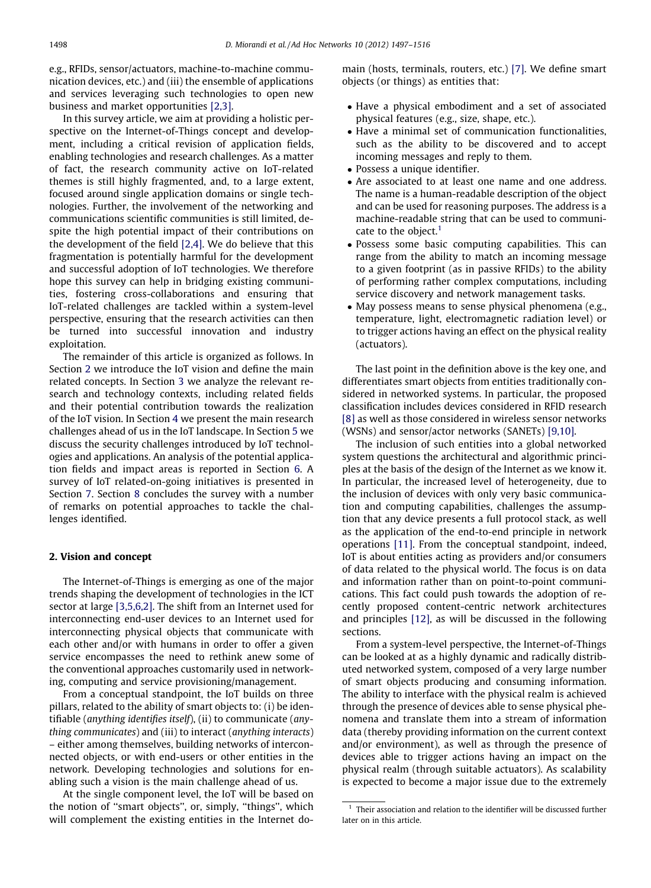e.g., RFIDs, sensor/actuators, machine-to-machine communication devices, etc.) and (iii) the ensemble of applications and services leveraging such technologies to open new business and market opportunities [2,3].

In this survey article, we aim at providing a holistic perspective on the Internet-of-Things concept and development, including a critical revision of application fields, enabling technologies and research challenges. As a matter of fact, the research community active on IoT-related themes is still highly fragmented, and, to a large extent, focused around single application domains or single technologies. Further, the involvement of the networking and communications scientific communities is still limited, despite the high potential impact of their contributions on the development of the field [2,4]. We do believe that this fragmentation is potentially harmful for the development and successful adoption of IoT technologies. We therefore hope this survey can help in bridging existing communities, fostering cross-collaborations and ensuring that IoT-related challenges are tackled within a system-level perspective, ensuring that the research activities can then be turned into successful innovation and industry exploitation.

The remainder of this article is organized as follows. In Section 2 we introduce the IoT vision and define the main related concepts. In Section 3 we analyze the relevant research and technology contexts, including related fields and their potential contribution towards the realization of the IoT vision. In Section 4 we present the main research challenges ahead of us in the IoT landscape. In Section 5 we discuss the security challenges introduced by IoT technologies and applications. An analysis of the potential application fields and impact areas is reported in Section 6. A survey of IoT related-on-going initiatives is presented in Section 7. Section 8 concludes the survey with a number of remarks on potential approaches to tackle the challenges identified.

## 2. Vision and concept

The Internet-of-Things is emerging as one of the major trends shaping the development of technologies in the ICT sector at large [3,5,6,2]. The shift from an Internet used for interconnecting end-user devices to an Internet used for interconnecting physical objects that communicate with each other and/or with humans in order to offer a given service encompasses the need to rethink anew some of the conventional approaches customarily used in networking, computing and service provisioning/management.

From a conceptual standpoint, the IoT builds on three pillars, related to the ability of smart objects to: (i) be identifiable (*anything identifies itself*), (ii) to communicate (*anything communicates*) and (iii) to interact (*anything interacts*) – either among themselves, building networks of interconnected objects, or with end-users or other entities in the network. Developing technologies and solutions for enabling such a vision is the main challenge ahead of us.

At the single component level, the IoT will be based on the notion of "smart objects", or, simply, "things", which will complement the existing entities in the Internet domain (hosts, terminals, routers, etc.) [7]. We define smart objects (or things) as entities that:

- Have a physical embodiment and a set of associated physical features (e.g., size, shape, etc.).
- Have a minimal set of communication functionalities, such as the ability to be discovered and to accept incoming messages and reply to them.
- Possess a unique identifier.
- Are associated to at least one name and one address. The name is a human-readable description of the object and can be used for reasoning purposes. The address is a machine-readable string that can be used to communicate to the object.[1]
- Possess some basic computing capabilities. This can range from the ability to match an incoming message to a given footprint (as in passive RFIDs) to the ability of performing rather complex computations, including service discovery and network management tasks.
- May possess means to sense physical phenomena (e.g., temperature, light, electromagnetic radiation level) or to trigger actions having an effect on the physical reality (actuators).

The last point in the definition above is the key one, and differentiates smart objects from entities traditionally considered in networked systems. In particular, the proposed classification includes devices considered in RFID research [8] as well as those considered in wireless sensor networks (WSNs) and sensor/actor networks (SANETs) [9,10].

The inclusion of such entities into a global networked system questions the architectural and algorithmic principles at the basis of the design of the Internet as we know it. In particular, the increased level of heterogeneity, due to the inclusion of devices with only very basic communication and computing capabilities, challenges the assumption that any device presents a full protocol stack, as well as the application of the end-to-end principle in network operations [11]. From the conceptual standpoint, indeed, IoT is about entities acting as providers and/or consumers of data related to the physical world. The focus is on data and information rather than on point-to-point communications. This fact could push towards the adoption of recently proposed content-centric network architectures and principles [12], as will be discussed in the following sections.

From a system-level perspective, the Internet-of-Things can be looked at as a highly dynamic and radically distributed networked system, composed of a very large number of smart objects producing and consuming information. The ability to interface with the physical realm is achieved through the presence of devices able to sense physical phenomena and translate them into a stream of information data (thereby providing information on the current context and/or environment), as well as through the presence of devices able to trigger actions having an impact on the physical realm (through suitable actuators). As scalability is expected to become a major issue due to the extremely

[1] Their association and relation to the identifier will be discussed further later on in this article.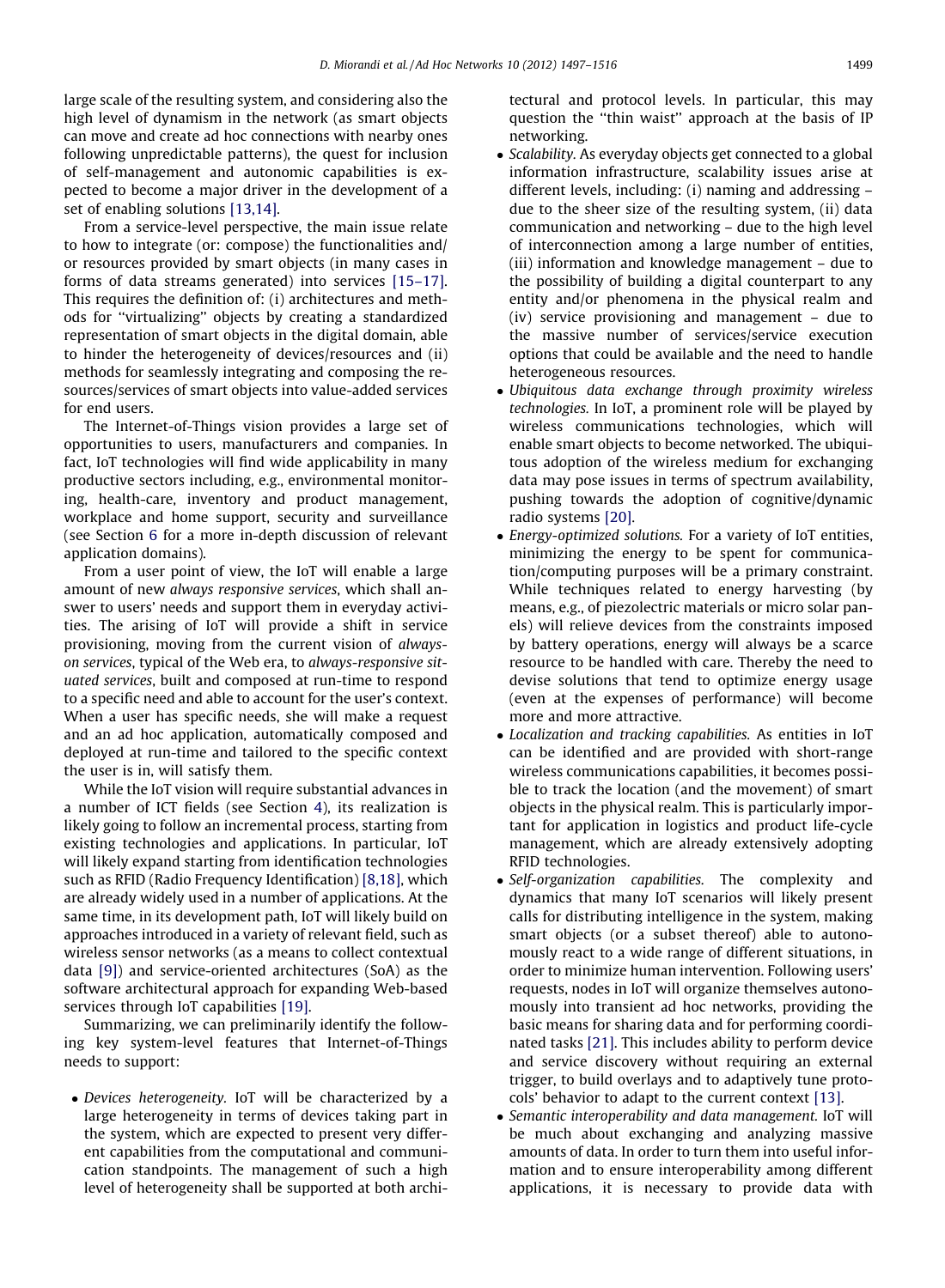large scale of the resulting system, and considering also the high level of dynamism in the network (as smart objects can move and create ad hoc connections with nearby ones following unpredictable patterns), the quest for inclusion of self-management and autonomic capabilities is expected to become a major driver in the development of a set of enabling solutions [13,14].

From a service-level perspective, the main issue relate to how to integrate (or: compose) the functionalities and/or resources provided by smart objects (in many cases in forms of data streams generated) into services [15–17]. This requires the definition of: (i) architectures and methods for "virtualizing" objects by creating a standardized representation of smart objects in the digital domain, able to hinder the heterogeneity of devices/resources and (ii) methods for seamlessly integrating and composing the resources/services of smart objects into value-added services for end users.

The Internet-of-Things vision provides a large set of opportunities to users, manufacturers and companies. In fact, IoT technologies will find wide applicability in many productive sectors including, e.g., environmental monitoring, health-care, inventory and product management, workplace and home support, security and surveillance (see Section 6 for a more in-depth discussion of relevant application domains).

From a user point of view, the IoT will enable a large amount of new *always responsive services*, which shall answer to users' needs and support them in everyday activities. The arising of IoT will provide a shift in service provisioning, moving from the current vision of *always-on services*, typical of the Web era, to *always-responsive situated services*, built and composed at run-time to respond to a specific need and able to account for the user's context. When a user has specific needs, she will make a request and an ad hoc application, automatically composed and deployed at run-time and tailored to the specific context the user is in, will satisfy them.

While the IoT vision will require substantial advances in a number of ICT fields (see Section 4), its realization is likely going to follow an incremental process, starting from existing technologies and applications. In particular, IoT will likely expand starting from identification technologies such as RFID (Radio Frequency Identification) [8,18], which are already widely used in a number of applications. At the same time, in its development path, IoT will likely build on approaches introduced in a variety of relevant field, such as wireless sensor networks (as a means to collect contextual data [9]) and service-oriented architectures (SoA) as the software architectural approach for expanding Web-based services through IoT capabilities [19].

Summarizing, we can preliminarily identify the following key system-level features that Internet-of-Things needs to support:

- *Devices heterogeneity.* IoT will be characterized by a large heterogeneity in terms of devices taking part in the system, which are expected to present very different capabilities from the computational and communication standpoints. The management of such a high level of heterogeneity shall be supported at both architectural and protocol levels. In particular, this may question the "thin waist" approach at the basis of IP networking.
- *Scalability.* As everyday objects get connected to a global information infrastructure, scalability issues arise at different levels, including: (i) naming and addressing – due to the sheer size of the resulting system, (ii) data communication and networking – due to the high level of interconnection among a large number of entities, (iii) information and knowledge management – due to the possibility of building a digital counterpart to any entity and/or phenomena in the physical realm and (iv) service provisioning and management – due to the massive number of services/service execution options that could be available and the need to handle heterogeneous resources.
- *Ubiquitous data exchange through proximity wireless technologies.* In IoT, a prominent role will be played by wireless communications technologies, which will enable smart objects to become networked. The ubiquitous adoption of the wireless medium for exchanging data may pose issues in terms of spectrum availability, pushing towards the adoption of cognitive/dynamic radio systems [20].
- *Energy-optimized solutions.* For a variety of IoT entities, minimizing the energy to be spent for communication/computing purposes will be a primary constraint. While techniques related to energy harvesting (by means, e.g., of piezolectric materials or micro solar panels) will relieve devices from the constraints imposed by battery operations, energy will always be a scarce resource to be handled with care. Thereby the need to devise solutions that tend to optimize energy usage (even at the expenses of performance) will become more and more attractive.
- *Localization and tracking capabilities.* As entities in IoT can be identified and are provided with short-range wireless communications capabilities, it becomes possible to track the location (and the movement) of smart objects in the physical realm. This is particularly important for application in logistics and product life-cycle management, which are already extensively adopting RFID technologies.
- *Self-organization capabilities.* The complexity and dynamics that many IoT scenarios will likely present calls for distributing intelligence in the system, making smart objects (or a subset thereof) able to autonomously react to a wide range of different situations, in order to minimize human intervention. Following users' requests, nodes in IoT will organize themselves autonomously into transient ad hoc networks, providing the basic means for sharing data and for performing coordinated tasks [21]. This includes ability to perform device and service discovery without requiring an external trigger, to build overlays and to adaptively tune protocols' behavior to adapt to the current context [13].
- *Semantic interoperability and data management.* IoT will be much about exchanging and analyzing massive amounts of data. In order to turn them into useful information and to ensure interoperability among different applications, it is necessary to provide data with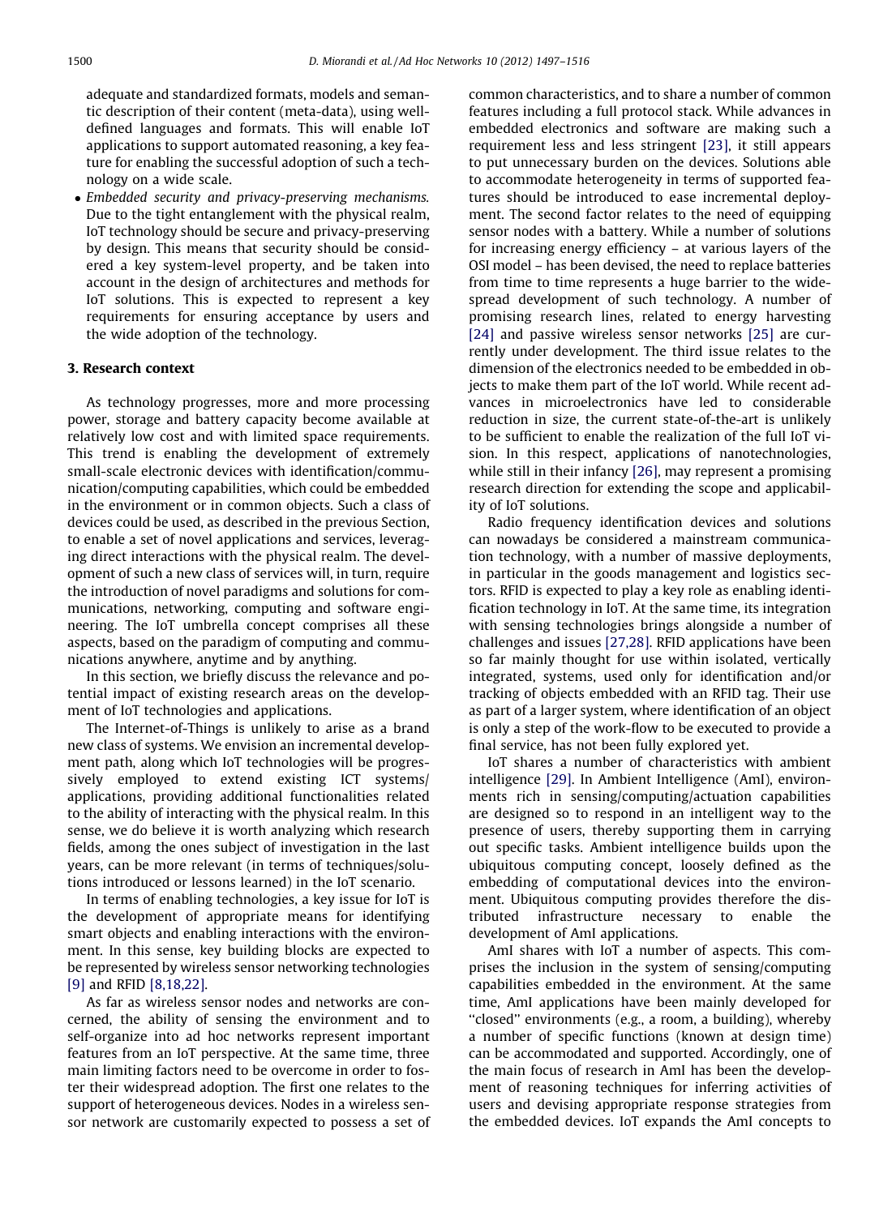adequate and standardized formats, models and semantic description of their content (meta-data), using well-defined languages and formats. This will enable IoT applications to support automated reasoning, a key feature for enabling the successful adoption of such a technology on a wide scale.

- *Embedded security and privacy-preserving mechanisms.* Due to the tight entanglement with the physical realm, IoT technology should be secure and privacy-preserving by design. This means that security should be considered a key system-level property, and be taken into account in the design of architectures and methods for IoT solutions. This is expected to represent a key requirements for ensuring acceptance by users and the wide adoption of the technology.

## 3. Research context

As technology progresses, more and more processing power, storage and battery capacity become available at relatively low cost and with limited space requirements. This trend is enabling the development of extremely small-scale electronic devices with identification/communication/computing capabilities, which could be embedded in the environment or in common objects. Such a class of devices could be used, as described in the previous Section, to enable a set of novel applications and services, leveraging direct interactions with the physical realm. The development of such a new class of services will, in turn, require the introduction of novel paradigms and solutions for communications, networking, computing and software engineering. The IoT umbrella concept comprises all these aspects, based on the paradigm of computing and communications anywhere, anytime and by anything.

In this section, we briefly discuss the relevance and potential impact of existing research areas on the development of IoT technologies and applications.

The Internet-of-Things is unlikely to arise as a brand new class of systems. We envision an incremental development path, along which IoT technologies will be progressively employed to extend existing ICT systems/applications, providing additional functionalities related to the ability of interacting with the physical realm. In this sense, we do believe it is worth analyzing which research fields, among the ones subject of investigation in the last years, can be more relevant (in terms of techniques/solutions introduced or lessons learned) in the IoT scenario.

In terms of enabling technologies, a key issue for IoT is the development of appropriate means for identifying smart objects and enabling interactions with the environment. In this sense, key building blocks are expected to be represented by wireless sensor networking technologies [9] and RFID [8,18,22].

As far as wireless sensor nodes and networks are concerned, the ability of sensing the environment and to self-organize into ad hoc networks represent important features from an IoT perspective. At the same time, three main limiting factors need to be overcome in order to foster their widespread adoption. The first one relates to the support of heterogeneous devices. Nodes in a wireless sensor network are customarily expected to possess a set of common characteristics, and to share a number of common features including a full protocol stack. While advances in embedded electronics and software are making such a requirement less and less stringent [23], it still appears to put unnecessary burden on the devices. Solutions able to accommodate heterogeneity in terms of supported features should be introduced to ease incremental deployment. The second factor relates to the need of equipping sensor nodes with a battery. While a number of solutions for increasing energy efficiency – at various layers of the OSI model – has been devised, the need to replace batteries from time to time represents a huge barrier to the widespread development of such technology. A number of promising research lines, related to energy harvesting [24] and passive wireless sensor networks [25] are currently under development. The third issue relates to the dimension of the electronics needed to be embedded in objects to make them part of the IoT world. While recent advances in microelectronics have led to considerable reduction in size, the current state-of-the-art is unlikely to be sufficient to enable the realization of the full IoT vision. In this respect, applications of nanotechnologies, while still in their infancy [26], may represent a promising research direction for extending the scope and applicability of IoT solutions.

Radio frequency identification devices and solutions can nowadays be considered a mainstream communication technology, with a number of massive deployments, in particular in the goods management and logistics sectors. RFID is expected to play a key role as enabling identification technology in IoT. At the same time, its integration with sensing technologies brings alongside a number of challenges and issues [27,28]. RFID applications have been so far mainly thought for use within isolated, vertically integrated, systems, used only for identification and/or tracking of objects embedded with an RFID tag. Their use as part of a larger system, where identification of an object is only a step of the work-flow to be executed to provide a final service, has not been fully explored yet.

IoT shares a number of characteristics with ambient intelligence [29]. In Ambient Intelligence (AmI), environments rich in sensing/computing/actuation capabilities are designed so to respond in an intelligent way to the presence of users, thereby supporting them in carrying out specific tasks. Ambient intelligence builds upon the ubiquitous computing concept, loosely defined as the embedding of computational devices into the environment. Ubiquitous computing provides therefore the distributed infrastructure necessary to enable the development of AmI applications.

AmI shares with IoT a number of aspects. This comprises the inclusion in the system of sensing/computing capabilities embedded in the environment. At the same time, AmI applications have been mainly developed for "closed" environments (e.g., a room, a building), whereby a number of specific functions (known at design time) can be accommodated and supported. Accordingly, one of the main focus of research in AmI has been the development of reasoning techniques for inferring activities of users and devising appropriate response strategies from the embedded devices. IoT expands the AmI concepts to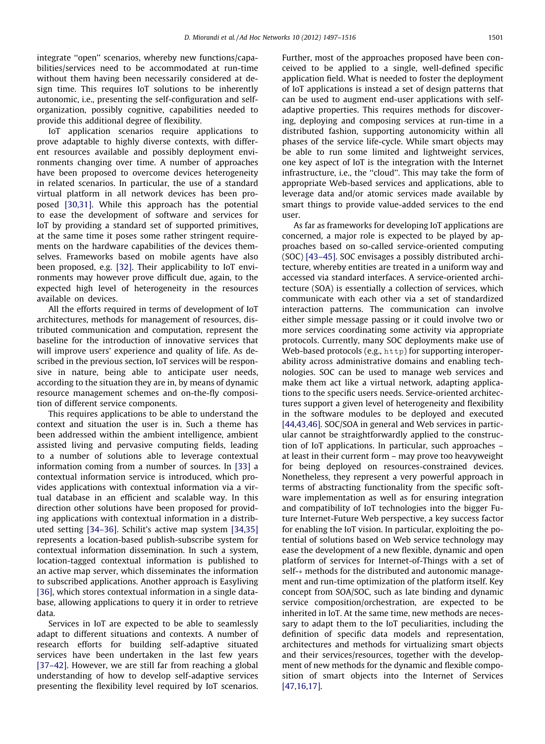integrate ''open'' scenarios, whereby new functions/capabilities/services need to be accommodated at run-time without them having been necessarily considered at design time. This requires IoT solutions to be inherently autonomic, i.e., presenting the self-configuration and self-organization, possibly cognitive, capabilities needed to provide this additional degree of flexibility.

IoT application scenarios require applications to prove adaptable to highly diverse contexts, with different resources available and possibly deployment environments changing over time. A number of approaches have been proposed to overcome devices heterogeneity in related scenarios. In particular, the use of a standard virtual platform in all network devices has been proposed [30,31]. While this approach has the potential to ease the development of software and services for IoT by providing a standard set of supported primitives, at the same time it poses some rather stringent requirements on the hardware capabilities of the devices themselves. Frameworks based on mobile agents have also been proposed, e.g. [32]. Their applicability to IoT environments may however prove difficult due, again, to the expected high level of heterogeneity in the resources available on devices.

All the efforts required in terms of development of IoT architectures, methods for management of resources, distributed communication and computation, represent the baseline for the introduction of innovative services that will improve users' experience and quality of life. As described in the previous section, IoT services will be responsive in nature, being able to anticipate user needs, according to the situation they are in, by means of dynamic resource management schemes and on-the-fly composition of different service components.

This requires applications to be able to understand the context and situation the user is in. Such a theme has been addressed within the ambient intelligence, ambient assisted living and pervasive computing fields, leading to a number of solutions able to leverage contextual information coming from a number of sources. In [33] a contextual information service is introduced, which provides applications with contextual information via a virtual database in an efficient and scalable way. In this direction other solutions have been proposed for providing applications with contextual information in a distributed setting [34–36]. Schilit's active map system [34,35] represents a location-based publish-subscribe system for contextual information dissemination. In such a system, location-tagged contextual information is published to an active map server, which disseminates the information to subscribed applications. Another approach is Easyliving [36], which stores contextual information in a single database, allowing applications to query it in order to retrieve data.

Services in IoT are expected to be able to seamlessly adapt to different situations and contexts. A number of research efforts for building self-adaptive situated services have been undertaken in the last few years [37–42]. However, we are still far from reaching a global understanding of how to develop self-adaptive services presenting the flexibility level required by IoT scenarios. Further, most of the approaches proposed have been conceived to be applied to a single, well-defined specific application field. What is needed to foster the deployment of IoT applications is instead a set of design patterns that can be used to augment end-user applications with self-adaptive properties. This requires methods for discovering, deploying and composing services at run-time in a distributed fashion, supporting autonomicity within all phases of the service life-cycle. While smart objects may be able to run some limited and lightweight services, one key aspect of IoT is the integration with the Internet infrastructure, i.e., the ''cloud''. This may take the form of appropriate Web-based services and applications, able to leverage data and/or atomic services made available by smart things to provide value-added services to the end user.

As far as frameworks for developing IoT applications are concerned, a major role is expected to be played by approaches based on so-called service-oriented computing (SOC) [43–45]. SOC envisages a possibly distributed architecture, whereby entities are treated in a uniform way and accessed via standard interfaces. A service-oriented architecture (SOA) is essentially a collection of services, which communicate with each other via a set of standardized interaction patterns. The communication can involve either simple message passing or it could involve two or more services coordinating some activity via appropriate protocols. Currently, many SOC deployments make use of Web-based protocols (e.g., `http`) for supporting interoperability across administrative domains and enabling technologies. SOC can be used to manage web services and make them act like a virtual network, adapting applications to the specific users needs. Service-oriented architectures support a given level of heterogeneity and flexibility in the software modules to be deployed and executed [44,43,46]. SOC/SOA in general and Web services in particular cannot be straightforwardly applied to the construction of IoT applications. In particular, such approaches – at least in their current form – may prove too heavyweight for being deployed on resources-constrained devices. Nonetheless, they represent a very powerful approach in terms of abstracting functionality from the specific software implementation as well as for ensuring integration and compatibility of IoT technologies into the bigger Future Internet-Future Web perspective, a key success factor for enabling the IoT vision. In particular, exploiting the potential of solutions based on Web service technology may ease the development of a new flexible, dynamic and open platform of services for Internet-of-Things with a set of self-$*$ methods for the distributed and autonomic management and run-time optimization of the platform itself. Key concept from SOA/SOC, such as late binding and dynamic service composition/orchestration, are expected to be inherited in IoT. At the same time, new methods are necessary to adapt them to the IoT peculiarities, including the definition of specific data models and representation, architectures and methods for virtualizing smart objects and their services/resources, together with the development of new methods for the dynamic and flexible composition of smart objects into the Internet of Services [47,16,17].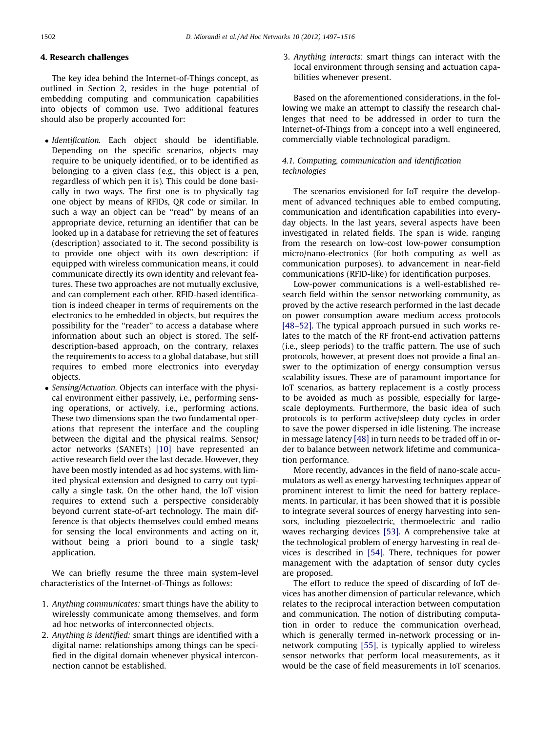## 4. Research challenges

The key idea behind the Internet-of-Things concept, as outlined in Section 2, resides in the huge potential of embedding computing and communication capabilities into objects of common use. Two additional features should also be properly accounted for:

- *Identification.* Each object should be identifiable. Depending on the specific scenarios, objects may require to be uniquely identified, or to be identified as belonging to a given class (e.g., this object is a pen, regardless of which pen it is). This could be done basically in two ways. The first one is to physically tag one object by means of RFIDs, QR code or similar. In such a way an object can be "read" by means of an appropriate device, returning an identifier that can be looked up in a database for retrieving the set of features (description) associated to it. The second possibility is to provide one object with its own description: if equipped with wireless communication means, it could communicate directly its own identity and relevant features. These two approaches are not mutually exclusive, and can complement each other. RFID-based identification is indeed cheaper in terms of requirements on the electronics to be embedded in objects, but requires the possibility for the "reader" to access a database where information about such an object is stored. The self-description-based approach, on the contrary, relaxes the requirements to access to a global database, but still requires to embed more electronics into everyday objects.
- *Sensing/Actuation.* Objects can interface with the physical environment either passively, i.e., performing sensing operations, or actively, i.e., performing actions. These two dimensions span the two fundamental operations that represent the interface and the coupling between the digital and the physical realms. Sensor/actor networks (SANETs) [10] have represented an active research field over the last decade. However, they have been mostly intended as ad hoc systems, with limited physical extension and designed to carry out typically a single task. On the other hand, the IoT vision requires to extend such a perspective considerably beyond current state-of-art technology. The main difference is that objects themselves could embed means for sensing the local environments and acting on it, without being a priori bound to a single task/application.

We can briefly resume the three main system-level characteristics of the Internet-of-Things as follows:

1. *Anything communicates:* smart things have the ability to wirelessly communicate among themselves, and form ad hoc networks of interconnected objects.
2. *Anything is identified:* smart things are identified with a digital name: relationships among things can be specified in the digital domain whenever physical interconnection cannot be established.
3. *Anything interacts:* smart things can interact with the local environment through sensing and actuation capabilities whenever present.

Based on the aforementioned considerations, in the following we make an attempt to classify the research challenges that need to be addressed in order to turn the Internet-of-Things from a concept into a well engineered, commercially viable technological paradigm.

### 4.1. Computing, communication and identification technologies

The scenarios envisioned for IoT require the development of advanced techniques able to embed computing, communication and identification capabilities into everyday objects. In the last years, several aspects have been investigated in related fields. The span is wide, ranging from the research on low-cost low-power consumption micro/nano-electronics (for both computing as well as communication purposes), to advancement in near-field communications (RFID-like) for identification purposes.

Low-power communications is a well-established research field within the sensor networking community, as proved by the active research performed in the last decade on power consumption aware medium access protocols [48–52]. The typical approach pursued in such works relates to the match of the RF front-end activation patterns (i.e., sleep periods) to the traffic pattern. The use of such protocols, however, at present does not provide a final answer to the optimization of energy consumption versus scalability issues. These are of paramount importance for IoT scenarios, as battery replacement is a costly process to be avoided as much as possible, especially for large-scale deployments. Furthermore, the basic idea of such protocols is to perform active/sleep duty cycles in order to save the power dispersed in idle listening. The increase in message latency [48] in turn needs to be traded off in order to balance between network lifetime and communication performance.

More recently, advances in the field of nano-scale accumulators as well as energy harvesting techniques appear of prominent interest to limit the need for battery replacements. In particular, it has been showed that it is possible to integrate several sources of energy harvesting into sensors, including piezoelectric, thermoelectric and radio waves recharging devices [53]. A comprehensive take at the technological problem of energy harvesting in real devices is described in [54]. There, techniques for power management with the adaptation of sensor duty cycles are proposed.

The effort to reduce the speed of discarding of IoT devices has another dimension of particular relevance, which relates to the reciprocal interaction between computation and communication. The notion of distributing computation in order to reduce the communication overhead, which is generally termed in-network processing or in-network computing [55], is typically applied to wireless sensor networks that perform local measurements, as it would be the case of field measurements in IoT scenarios.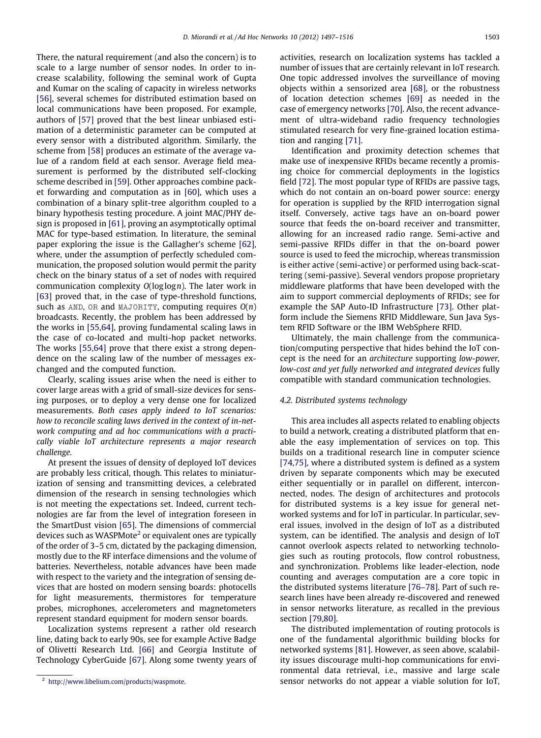There, the natural requirement (and also the concern) is to scale to a large number of sensor nodes. In order to increase scalability, following the seminal work of Gupta and Kumar on the scaling of capacity in wireless networks [56], several schemes for distributed estimation based on local communications have been proposed. For example, authors of [57] proved that the best linear unbiased estimation of a deterministic parameter can be computed at every sensor with a distributed algorithm. Similarly, the scheme from [58] produces an estimate of the average value of a random field at each sensor. Average field measurement is performed by the distributed self-clocking scheme described in [59]. Other approaches combine packet forwarding and computation as in [60], which uses a combination of a binary split-tree algorithm coupled to a binary hypothesis testing procedure. A joint MAC/PHY design is proposed in [61], proving an asymptotically optimal MAC for type-based estimation. In literature, the seminal paper exploring the issue is the Gallagher's scheme [62], where, under the assumption of perfectly scheduled communication, the proposed solution would permit the parity check on the binary status of a set of nodes with required communication complexity $O(\log\log n)$. The later work in [63] proved that, in the case of type-threshold functions, such as AND, OR and MAJORITY, computing requires $O(n)$ broadcasts. Recently, the problem has been addressed by the works in [55,64], proving fundamental scaling laws in the case of co-located and multi-hop packet networks. The works [55,64] prove that there exist a strong dependence on the scaling law of the number of messages exchanged and the computed function.

Clearly, scaling issues arise when the need is either to cover large areas with a grid of small-size devices for sensing purposes, or to deploy a very dense one for localized measurements. *Both cases apply indeed to IoT scenarios: how to reconcile scaling laws derived in the context of in-network computing and ad hoc communications with a practically viable IoT architecture represents a major research challenge.*

At present the issues of density of deployed IoT devices are probably less critical, though. This relates to miniaturization of sensing and transmitting devices, a celebrated dimension of the research in sensing technologies which is not meeting the expectations set. Indeed, current technologies are far from the level of integration foreseen in the SmartDust vision [65]. The dimensions of commercial devices such as WASPMote[2] or equivalent ones are typically of the order of 3–5 cm, dictated by the packaging dimension, mostly due to the RF interface dimensions and the volume of batteries. Nevertheless, notable advances have been made with respect to the variety and the integration of sensing devices that are hosted on modern sensing boards: photocells for light measurements, thermistores for temperature probes, microphones, accelerometers and magnetometers represent standard equipment for modern sensor boards.

Localization systems represent a rather old research line, dating back to early 90s, see for example Active Badge of Olivetti Research Ltd. [66] and Georgia Institute of Technology CyberGuide [67]. Along some twenty years of activities, research on localization systems has tackled a number of issues that are certainly relevant in IoT research. One topic addressed involves the surveillance of moving objects within a sensorized area [68], or the robustness of location detection schemes [69] as needed in the case of emergency networks [70]. Also, the recent advancement of ultra-wideband radio frequency technologies stimulated research for very fine-grained location estimation and ranging [71].

Identification and proximity detection schemes that make use of inexpensive RFIDs became recently a promising choice for commercial deployments in the logistics field [72]. The most popular type of RFIDs are passive tags, which do not contain an on-board power source: energy for operation is supplied by the RFID interrogation signal itself. Conversely, active tags have an on-board power source that feeds the on-board receiver and transmitter, allowing for an increased radio range. Semi-active and semi-passive RFIDs differ in that the on-board power source is used to feed the microchip, whereas transmission is either active (semi-active) or performed using back-scattering (semi-passive). Several vendors propose proprietary middleware platforms that have been developed with the aim to support commercial deployments of RFIDs; see for example the SAP Auto-ID Infrastructure [73]. Other platform include the Siemens RFID Middleware, Sun Java System RFID Software or the IBM WebSphere RFID.

Ultimately, the main challenge from the communication/computing perspective that hides behind the IoT concept is the need for an *architecture* supporting *low-power, low-cost and yet fully networked and integrated devices* fully compatible with standard communication technologies.

### 4.2. Distributed systems technology

This area includes all aspects related to enabling objects to build a network, creating a distributed platform that enable the easy implementation of services on top. This builds on a traditional research line in computer science [74,75], where a distributed system is defined as a system driven by separate components which may be executed either sequentially or in parallel on different, interconnected, nodes. The design of architectures and protocols for distributed systems is a key issue for general networked systems and for IoT in particular. In particular, several issues, involved in the design of IoT as a distributed system, can be identified. The analysis and design of IoT cannot overlook aspects related to networking technologies such as routing protocols, flow control robustness, and synchronization. Problems like leader-election, node counting and averages computation are a core topic in the distributed systems literature [76–78]. Part of such research lines have been already re-discovered and renewed in sensor networks literature, as recalled in the previous section [79,80].

The distributed implementation of routing protocols is one of the fundamental algorithmic building blocks for networked systems [81]. However, as seen above, scalability issues discourage multi-hop communications for environmental data retrieval, i.e., massive and large scale sensor networks do not appear a viable solution for IoT,

[2] http://www.libelium.com/products/waspmote.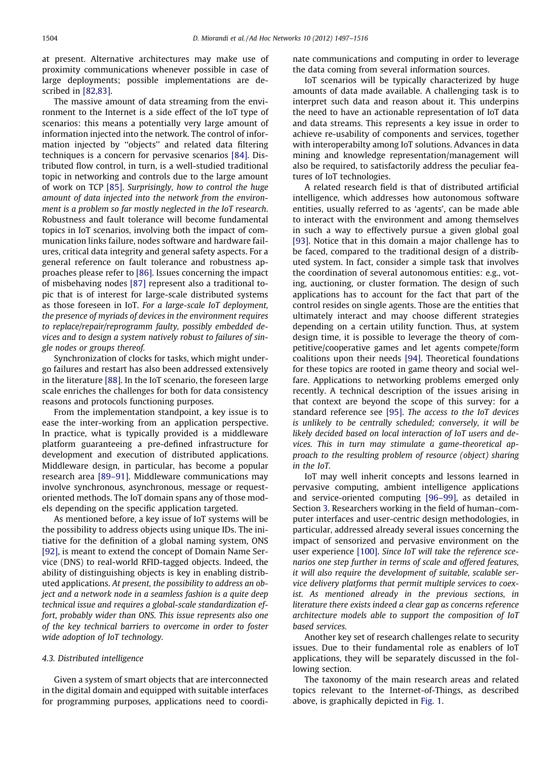at present. Alternative architectures may make use of proximity communications whenever possible in case of large deployments; possible implementations are described in [82,83].

The massive amount of data streaming from the environment to the Internet is a side effect of the IoT type of scenarios: this means a potentially very large amount of information injected into the network. The control of information injected by ''objects'' and related data filtering techniques is a concern for pervasive scenarios [84]. Distributed flow control, in turn, is a well-studied traditional topic in networking and controls due to the large amount of work on TCP [85]. *Surprisingly, how to control the huge amount of data injected into the network from the environment is a problem so far mostly neglected in the IoT research.* Robustness and fault tolerance will become fundamental topics in IoT scenarios, involving both the impact of communication links failure, nodes software and hardware failures, critical data integrity and general safety aspects. For a general reference on fault tolerance and robustness approaches please refer to [86]. Issues concerning the impact of misbehaving nodes [87] represent also a traditional topic that is of interest for large-scale distributed systems as those foreseen in IoT. *For a large-scale IoT deployment, the presence of myriads of devices in the environment requires to replace/repair/reprogramm faulty, possibly embedded devices and to design a system natively robust to failures of single nodes or groups thereof.*

Synchronization of clocks for tasks, which might undergo failures and restart has also been addressed extensively in the literature [88]. In the IoT scenario, the foreseen large scale enriches the challenges for both for data consistency reasons and protocols functioning purposes.

From the implementation standpoint, a key issue is to ease the inter-working from an application perspective. In practice, what is typically provided is a middleware platform guaranteeing a pre-defined infrastructure for development and execution of distributed applications. Middleware design, in particular, has become a popular research area [89–91]. Middleware communications may involve synchronous, asynchronous, message or request-oriented methods. The IoT domain spans any of those models depending on the specific application targeted.

As mentioned before, a key issue of IoT systems will be the possibility to address objects using unique IDs. The initiative for the definition of a global naming system, ONS [92], is meant to extend the concept of Domain Name Service (DNS) to real-world RFID-tagged objects. Indeed, the ability of distinguishing objects is key in enabling distributed applications. *At present, the possibility to address an object and a network node in a seamless fashion is a quite deep technical issue and requires a global-scale standardization effort, probably wider than ONS. This issue represents also one of the key technical barriers to overcome in order to foster wide adoption of IoT technology.*

#### 4.3. Distributed intelligence

Given a system of smart objects that are interconnected in the digital domain and equipped with suitable interfaces for programming purposes, applications need to coordinate communications and computing in order to leverage the data coming from several information sources.

IoT scenarios will be typically characterized by huge amounts of data made available. A challenging task is to interpret such data and reason about it. This underpins the need to have an actionable representation of IoT data and data streams. This represents a key issue in order to achieve re-usability of components and services, together with interoperabilty among IoT solutions. Advances in data mining and knowledge representation/management will also be required, to satisfactorily address the peculiar features of IoT technologies.

A related research field is that of distributed artificial intelligence, which addresses how autonomous software entities, usually referred to as 'agents', can be made able to interact with the environment and among themselves in such a way to effectively pursue a given global goal [93]. Notice that in this domain a major challenge has to be faced, compared to the traditional design of a distributed system. In fact, consider a simple task that involves the coordination of several autonomous entities: e.g., voting, auctioning, or cluster formation. The design of such applications has to account for the fact that part of the control resides on single agents. Those are the entities that ultimately interact and may choose different strategies depending on a certain utility function. Thus, at system design time, it is possible to leverage the theory of competitive/cooperative games and let agents compete/form coalitions upon their needs [94]. Theoretical foundations for these topics are rooted in game theory and social welfare. Applications to networking problems emerged only recently. A technical description of the issues arising in that context are beyond the scope of this survey: for a standard reference see [95]. *The access to the IoT devices is unlikely to be centrally scheduled; conversely, it will be likely decided based on local interaction of IoT users and devices. This in turn may stimulate a game-theoretical approach to the resulting problem of resource (object) sharing in the IoT.*

IoT may well inherit concepts and lessons learned in pervasive computing, ambient intelligence applications and service-oriented computing [96–99], as detailed in Section 3. Researchers working in the field of human–computer interfaces and user-centric design methodologies, in particular, addressed already several issues concerning the impact of sensorized and pervasive environment on the user experience [100]. *Since IoT will take the reference scenarios one step further in terms of scale and offered features, it will also require the development of suitable, scalable service delivery platforms that permit multiple services to coexist. As mentioned already in the previous sections, in literature there exists indeed a clear gap as concerns reference architecture models able to support the composition of IoT based services.*

Another key set of research challenges relate to security issues. Due to their fundamental role as enablers of IoT applications, they will be separately discussed in the following section.

The taxonomy of the main research areas and related topics relevant to the Internet-of-Things, as described above, is graphically depicted in Fig. 1.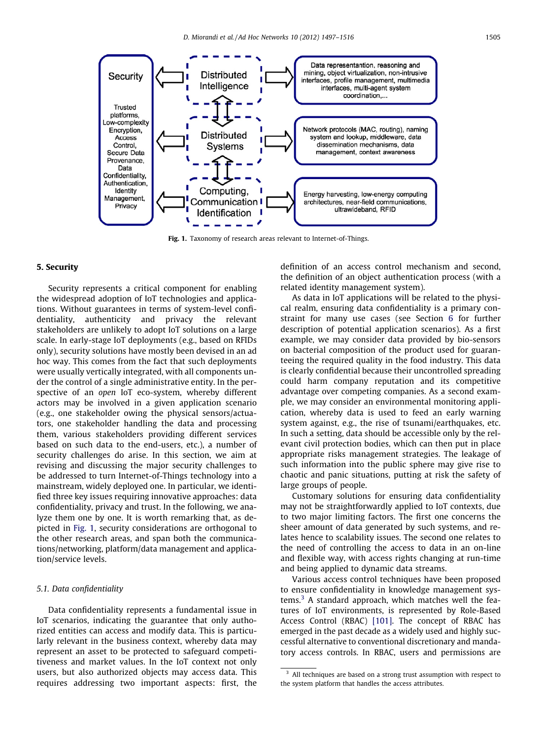Security

Trusted platforms, Low-complexity Encryption, Access Control, Secure Data Provenance, Data Confidentiality, Authentication, Identity Management, Privacy

Distributed Intelligence

Distributed Systems

Computing, Communication Identification

Data representation, reasoning and mining, object virtualization, non-intrusive interfaces, profile management, multimedia interfaces, multi-agent system coordination,...

Network protocols (MAC, routing), naming system and lookup, middleware, data dissemination mechanisms, data management, context awareness

Energy harvesting, low-energy computing architectures, near-field communications, ultrawideband, RFID

**Fig. 1.** Taxonomy of research areas relevant to Internet-of-Things.

## 5. Security

Security represents a critical component for enabling the widespread adoption of IoT technologies and applications. Without guarantees in terms of system-level confidentiality, authenticity and privacy the relevant stakeholders are unlikely to adopt IoT solutions on a large scale. In early-stage IoT deployments (e.g., based on RFIDs only), security solutions have mostly been devised in an ad hoc way. This comes from the fact that such deployments were usually vertically integrated, with all components under the control of a single administrative entity. In the perspective of an *open* IoT eco-system, whereby different actors may be involved in a given application scenario (e.g., one stakeholder owing the physical sensors/actuators, one stakeholder handling the data and processing them, various stakeholders providing different services based on such data to the end-users, etc.), a number of security challenges do arise. In this section, we aim at revising and discussing the major security challenges to be addressed to turn Internet-of-Things technology into a mainstream, widely deployed one. In particular, we identified three key issues requiring innovative approaches: data confidentiality, privacy and trust. In the following, we analyze them one by one. It is worth remarking that, as depicted in Fig. 1, security considerations are orthogonal to the other research areas, and span both the communications/networking, platform/data management and application/service levels.

### 5.1. Data confidentiality

Data confidentiality represents a fundamental issue in IoT scenarios, indicating the guarantee that only authorized entities can access and modify data. This is particularly relevant in the business context, whereby data may represent an asset to be protected to safeguard competitiveness and market values. In the IoT context not only users, but also authorized objects may access data. This requires addressing two important aspects: first, the definition of an access control mechanism and second, the definition of an object authentication process (with a related identity management system).

As data in IoT applications will be related to the physical realm, ensuring data confidentiality is a primary constraint for many use cases (see Section 6 for further description of potential application scenarios). As a first example, we may consider data provided by bio-sensors on bacterial composition of the product used for guaranteeing the required quality in the food industry. This data is clearly confidential because their uncontrolled spreading could harm company reputation and its competitive advantage over competing companies. As a second example, we may consider an environmental monitoring application, whereby data is used to feed an early warning system against, e.g., the rise of tsunami/earthquakes, etc. In such a setting, data should be accessible only by the relevant civil protection bodies, which can then put in place appropriate risks management strategies. The leakage of such information into the public sphere may give rise to chaotic and panic situations, putting at risk the safety of large groups of people.

Customary solutions for ensuring data confidentiality may not be straightforwardly applied to IoT contexts, due to two major limiting factors. The first one concerns the sheer amount of data generated by such systems, and relates hence to scalability issues. The second one relates to the need of controlling the access to data in an on-line and flexible way, with access rights changing at run-time and being applied to dynamic data streams.

Various access control techniques have been proposed to ensure confidentiality in knowledge management systems.[3] A standard approach, which matches well the features of IoT environments, is represented by Role-Based Access Control (RBAC) [101]. The concept of RBAC has emerged in the past decade as a widely used and highly successful alternative to conventional discretionary and mandatory access controls. In RBAC, users and permissions are

[3] All techniques are based on a strong trust assumption with respect to the system platform that handles the access attributes.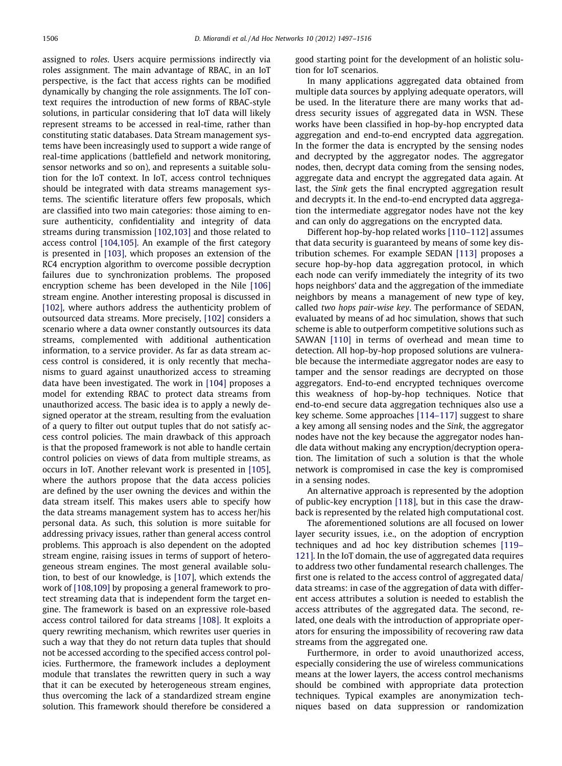assigned to *roles*. Users acquire permissions indirectly via roles assignment. The main advantage of RBAC, in an IoT perspective, is the fact that access rights can be modified dynamically by changing the role assignments. The IoT context requires the introduction of new forms of RBAC-style solutions, in particular considering that IoT data will likely represent streams to be accessed in real-time, rather than constituting static databases. Data Stream management systems have been increasingly used to support a wide range of real-time applications (battlefield and network monitoring, sensor networks and so on), and represents a suitable solution for the IoT context. In IoT, access control techniques should be integrated with data streams management systems. The scientific literature offers few proposals, which are classified into two main categories: those aiming to ensure authenticity, confidentiality and integrity of data streams during transmission [102,103] and those related to access control [104,105]. An example of the first category is presented in [103], which proposes an extension of the RC4 encryption algorithm to overcome possible decryption failures due to synchronization problems. The proposed encryption scheme has been developed in the Nile [106] stream engine. Another interesting proposal is discussed in [102], where authors address the authenticity problem of outsourced data streams. More precisely, [102] considers a scenario where a data owner constantly outsources its data streams, complemented with additional authentication information, to a service provider. As far as data stream access control is considered, it is only recently that mechanisms to guard against unauthorized access to streaming data have been investigated. The work in [104] proposes a model for extending RBAC to protect data streams from unauthorized access. The basic idea is to apply a newly designed operator at the stream, resulting from the evaluation of a query to filter out output tuples that do not satisfy access control policies. The main drawback of this approach is that the proposed framework is not able to handle certain control policies on views of data from multiple streams, as occurs in IoT. Another relevant work is presented in [105], where the authors propose that the data access policies are defined by the user owning the devices and within the data stream itself. This makes users able to specify how the data streams management system has to access her/his personal data. As such, this solution is more suitable for addressing privacy issues, rather than general access control problems. This approach is also dependent on the adopted stream engine, raising issues in terms of support of heterogeneous stream engines. The most general available solution, to best of our knowledge, is [107], which extends the work of [108,109] by proposing a general framework to protect streaming data that is independent form the target engine. The framework is based on an expressive role-based access control tailored for data streams [108]. It exploits a query rewriting mechanism, which rewrites user queries in such a way that they do not return data tuples that should not be accessed according to the specified access control policies. Furthermore, the framework includes a deployment module that translates the rewritten query in such a way that it can be executed by heterogeneous stream engines, thus overcoming the lack of a standardized stream engine solution. This framework should therefore be considered a good starting point for the development of an holistic solution for IoT scenarios.

In many applications aggregated data obtained from multiple data sources by applying adequate operators, will be used. In the literature there are many works that address security issues of aggregated data in WSN. These works have been classified in hop-by-hop encrypted data aggregation and end-to-end encrypted data aggregation. In the former the data is encrypted by the sensing nodes and decrypted by the aggregator nodes. The aggregator nodes, then, decrypt data coming from the sensing nodes, aggregate data and encrypt the aggregated data again. At last, the *Sink* gets the final encrypted aggregation result and decrypts it. In the end-to-end encrypted data aggregation the intermediate aggregator nodes have not the key and can only do aggregations on the encrypted data.

Different hop-by-hop related works [110–112] assumes that data security is guaranteed by means of some key distribution schemes. For example SEDAN [113] proposes a secure hop-by-hop data aggregation protocol, in which each node can verify immediately the integrity of its two hops neighbors' data and the aggregation of the immediate neighbors by means a management of new type of key, called *two hops pair-wise key*. The performance of SEDAN, evaluated by means of ad hoc simulation, shows that such scheme is able to outperform competitive solutions such as SAWAN [110] in terms of overhead and mean time to detection. All hop-by-hop proposed solutions are vulnerable because the intermediate aggregator nodes are easy to tamper and the sensor readings are decrypted on those aggregators. End-to-end encrypted techniques overcome this weakness of hop-by-hop techniques. Notice that end-to-end secure data aggregation techniques also use a key scheme. Some approaches [114–117] suggest to share a key among all sensing nodes and the *Sink*, the aggregator nodes have not the key because the aggregator nodes handle data without making any encryption/decryption operation. The limitation of such a solution is that the whole network is compromised in case the key is compromised in a sensing nodes.

An alternative approach is represented by the adoption of public-key encryption [118], but in this case the drawback is represented by the related high computational cost.

The aforementioned solutions are all focused on lower layer security issues, i.e., on the adoption of encryption techniques and ad hoc key distribution schemes [119–121]. In the IoT domain, the use of aggregated data requires to address two other fundamental research challenges. The first one is related to the access control of aggregated data/data streams: in case of the aggregation of data with different access attributes a solution is needed to establish the access attributes of the aggregated data. The second, related, one deals with the introduction of appropriate operators for ensuring the impossibility of recovering raw data streams from the aggregated one.

Furthermore, in order to avoid unauthorized access, especially considering the use of wireless communications means at the lower layers, the access control mechanisms should be combined with appropriate data protection techniques. Typical examples are anonymization techniques based on data suppression or randomization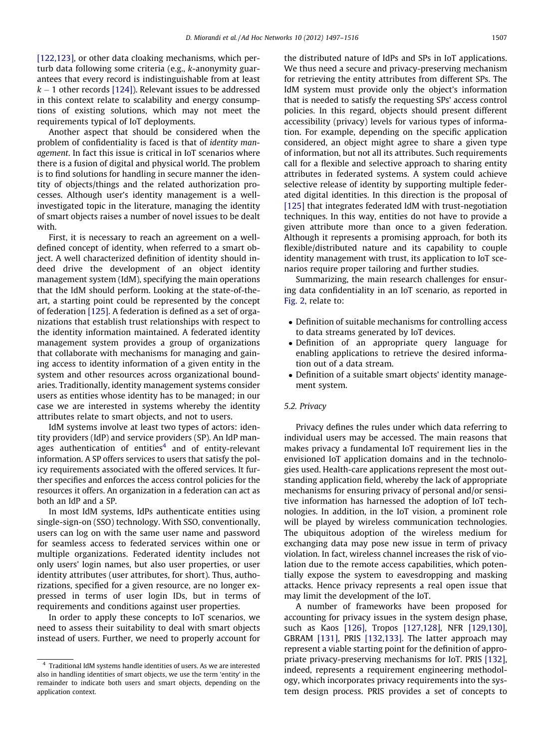[122,123], or other data cloaking mechanisms, which perturb data following some criteria (e.g., $k$-anonymity guarantees that every record is indistinguishable from at least $k-1$ other records [124]). Relevant issues to be addressed in this context relate to scalability and energy consumptions of existing solutions, which may not meet the requirements typical of IoT deployments.

Another aspect that should be considered when the problem of confidentiality is faced is that of *identity management*. In fact this issue is critical in IoT scenarios where there is a fusion of digital and physical world. The problem is to find solutions for handling in secure manner the identity of objects/things and the related authorization processes. Although user's identity management is a well-investigated topic in the literature, managing the identity of smart objects raises a number of novel issues to be dealt with.

First, it is necessary to reach an agreement on a well-defined concept of identity, when referred to a smart object. A well characterized definition of identity should indeed drive the development of an object identity management system (IdM), specifying the main operations that the IdM should perform. Looking at the state-of-the-art, a starting point could be represented by the concept of federation [125]. A federation is defined as a set of organizations that establish trust relationships with respect to the identity information maintained. A federated identity management system provides a group of organizations that collaborate with mechanisms for managing and gaining access to identity information of a given entity in the system and other resources across organizational boundaries. Traditionally, identity management systems consider users as entities whose identity has to be managed; in our case we are interested in systems whereby the identity attributes relate to smart objects, and not to users.

IdM systems involve at least two types of actors: identity providers (IdP) and service providers (SP). An IdP manages authentication of entities[4] and of entity-relevant information. A SP offers services to users that satisfy the policy requirements associated with the offered services. It further specifies and enforces the access control policies for the resources it offers. An organization in a federation can act as both an IdP and a SP.

In most IdM systems, IdPs authenticate entities using single-sign-on (SSO) technology. With SSO, conventionally, users can log on with the same user name and password for seamless access to federated services within one or multiple organizations. Federated identity includes not only users' login names, but also user properties, or user identity attributes (user attributes, for short). Thus, authorizations, specified for a given resource, are no longer expressed in terms of user login IDs, but in terms of requirements and conditions against user properties.

In order to apply these concepts to IoT scenarios, we need to assess their suitability to deal with smart objects instead of users. Further, we need to properly account for the distributed nature of IdPs and SPs in IoT applications. We thus need a secure and privacy-preserving mechanism for retrieving the entity attributes from different SPs. The IdM system must provide only the object's information that is needed to satisfy the requesting SPs' access control policies. In this regard, objects should present different accessibility (privacy) levels for various types of information. For example, depending on the specific application considered, an object might agree to share a given type of information, but not all its attributes. Such requirements call for a flexible and selective approach to sharing entity attributes in federated systems. A system could achieve selective release of identity by supporting multiple federated digital identities. In this direction is the proposal of [125] that integrates federated IdM with trust-negotiation techniques. In this way, entities do not have to provide a given attribute more than once to a given federation. Although it represents a promising approach, for both its flexible/distributed nature and its capability to couple identity management with trust, its application to IoT scenarios require proper tailoring and further studies.

Summarizing, the main research challenges for ensuring data confidentiality in an IoT scenario, as reported in Fig. 2, relate to:

- Definition of suitable mechanisms for controlling access to data streams generated by IoT devices.
- Definition of an appropriate query language for enabling applications to retrieve the desired information out of a data stream.
- Definition of a suitable smart objects' identity management system.

### 5.2. Privacy

Privacy defines the rules under which data referring to individual users may be accessed. The main reasons that makes privacy a fundamental IoT requirement lies in the envisioned IoT application domains and in the technologies used. Health-care applications represent the most outstanding application field, whereby the lack of appropriate mechanisms for ensuring privacy of personal and/or sensitive information has harnessed the adoption of IoT technologies. In addition, in the IoT vision, a prominent role will be played by wireless communication technologies. The ubiquitous adoption of the wireless medium for exchanging data may pose new issue in term of privacy violation. In fact, wireless channel increases the risk of violation due to the remote access capabilities, which potentially expose the system to eavesdropping and masking attacks. Hence privacy represents a real open issue that may limit the development of the IoT.

A number of frameworks have been proposed for accounting for privacy issues in the system design phase, such as Kaos [126], Tropos [127,128], NFR [129,130], GBRAM [131], PRIS [132,133]. The latter approach may represent a viable starting point for the definition of appropriate privacy-preserving mechanisms for IoT. PRIS [132], indeed, represents a requirement engineering methodology, which incorporates privacy requirements into the system design process. PRIS provides a set of concepts to

---

[4] Traditional IdM systems handle identities of users. As we are interested also in handling identities of smart objects, we use the term 'entity' in the remainder to indicate both users and smart objects, depending on the application context.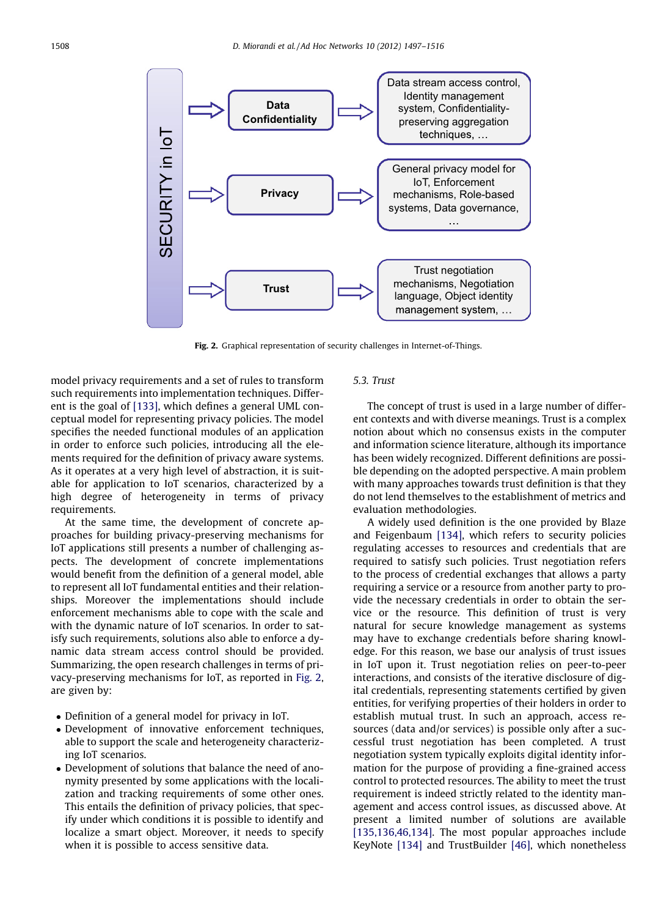SECURITY in IoT

**Data Confidentiality** → Data stream access control, Identity management system, Confidentiality-preserving aggregation techniques, …

**Privacy** → General privacy model for IoT, Enforcement mechanisms, Role-based systems, Data governance, …

**Trust** → Trust negotiation mechanisms, Negotiation language, Object identity management system, …

**Fig. 2.** Graphical representation of security challenges in Internet-of-Things.

model privacy requirements and a set of rules to transform such requirements into implementation techniques. Different is the goal of [133], which defines a general UML conceptual model for representing privacy policies. The model specifies the needed functional modules of an application in order to enforce such policies, introducing all the elements required for the definition of privacy aware systems. As it operates at a very high level of abstraction, it is suitable for application to IoT scenarios, characterized by a high degree of heterogeneity in terms of privacy requirements.

At the same time, the development of concrete approaches for building privacy-preserving mechanisms for IoT applications still presents a number of challenging aspects. The development of concrete implementations would benefit from the definition of a general model, able to represent all IoT fundamental entities and their relationships. Moreover the implementations should include enforcement mechanisms able to cope with the scale and with the dynamic nature of IoT scenarios. In order to satisfy such requirements, solutions also able to enforce a dynamic data stream access control should be provided. Summarizing, the open research challenges in terms of privacy-preserving mechanisms for IoT, as reported in Fig. 2, are given by:

- Definition of a general model for privacy in IoT.
- Development of innovative enforcement techniques, able to support the scale and heterogeneity characterizing IoT scenarios.
- Development of solutions that balance the need of anonymity presented by some applications with the localization and tracking requirements of some other ones. This entails the definition of privacy policies, that specify under which conditions it is possible to identify and localize a smart object. Moreover, it needs to specify when it is possible to access sensitive data.

### 5.3. Trust

The concept of trust is used in a large number of different contexts and with diverse meanings. Trust is a complex notion about which no consensus exists in the computer and information science literature, although its importance has been widely recognized. Different definitions are possible depending on the adopted perspective. A main problem with many approaches towards trust definition is that they do not lend themselves to the establishment of metrics and evaluation methodologies.

A widely used definition is the one provided by Blaze and Feigenbaum [134], which refers to security policies regulating accesses to resources and credentials that are required to satisfy such policies. Trust negotiation refers to the process of credential exchanges that allows a party requiring a service or a resource from another party to provide the necessary credentials in order to obtain the service or the resource. This definition of trust is very natural for secure knowledge management as systems may have to exchange credentials before sharing knowledge. For this reason, we base our analysis of trust issues in IoT upon it. Trust negotiation relies on peer-to-peer interactions, and consists of the iterative disclosure of digital credentials, representing statements certified by given entities, for verifying properties of their holders in order to establish mutual trust. In such an approach, access resources (data and/or services) is possible only after a successful trust negotiation has been completed. A trust negotiation system typically exploits digital identity information for the purpose of providing a fine-grained access control to protected resources. The ability to meet the trust requirement is indeed strictly related to the identity management and access control issues, as discussed above. At present a limited number of solutions are available [135,136,46,134]. The most popular approaches include KeyNote [134] and TrustBuilder [46], which nonetheless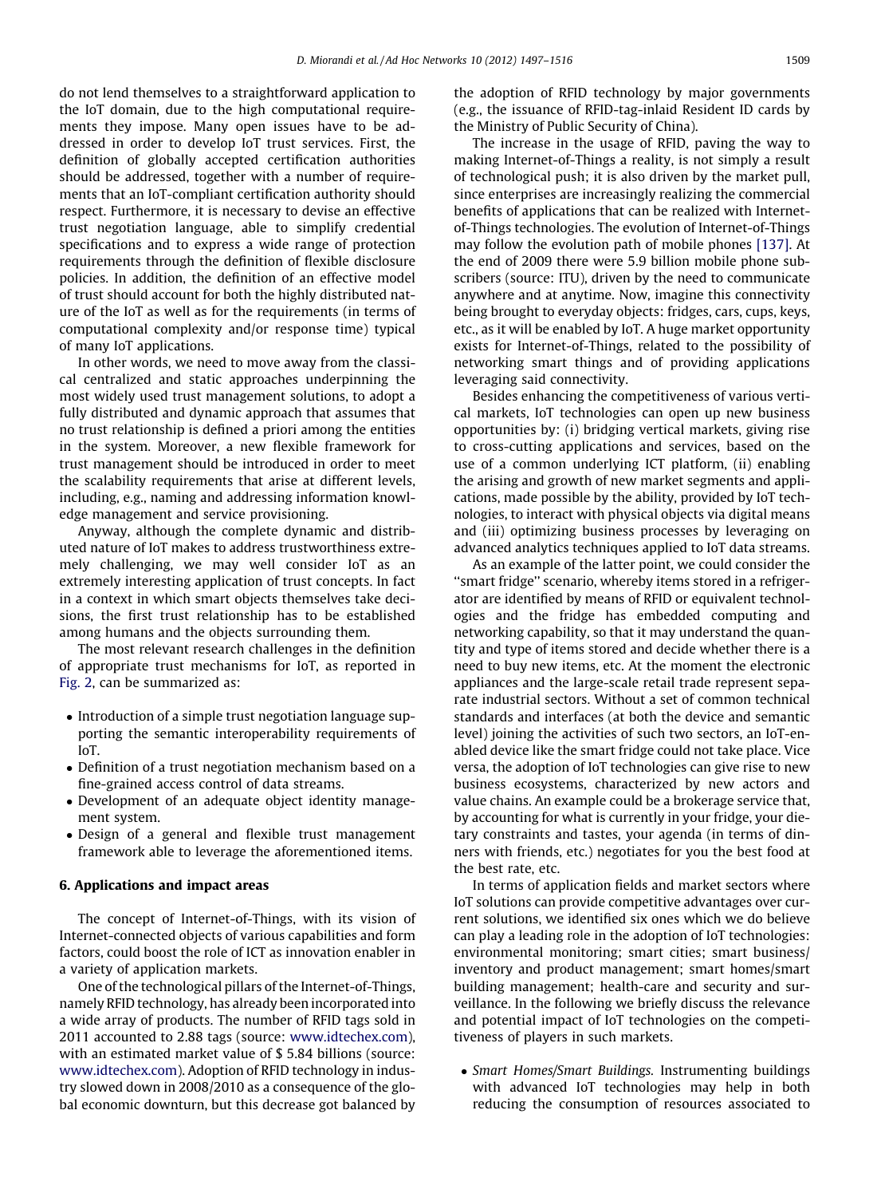do not lend themselves to a straightforward application to the IoT domain, due to the high computational requirements they impose. Many open issues have to be addressed in order to develop IoT trust services. First, the definition of globally accepted certification authorities should be addressed, together with a number of requirements that an IoT-compliant certification authority should respect. Furthermore, it is necessary to devise an effective trust negotiation language, able to simplify credential specifications and to express a wide range of protection requirements through the definition of flexible disclosure policies. In addition, the definition of an effective model of trust should account for both the highly distributed nature of the IoT as well as for the requirements (in terms of computational complexity and/or response time) typical of many IoT applications.

In other words, we need to move away from the classical centralized and static approaches underpinning the most widely used trust management solutions, to adopt a fully distributed and dynamic approach that assumes that no trust relationship is defined a priori among the entities in the system. Moreover, a new flexible framework for trust management should be introduced in order to meet the scalability requirements that arise at different levels, including, e.g., naming and addressing information knowledge management and service provisioning.

Anyway, although the complete dynamic and distributed nature of IoT makes to address trustworthiness extremely challenging, we may well consider IoT as an extremely interesting application of trust concepts. In fact in a context in which smart objects themselves take decisions, the first trust relationship has to be established among humans and the objects surrounding them.

The most relevant research challenges in the definition of appropriate trust mechanisms for IoT, as reported in Fig. 2, can be summarized as:

- Introduction of a simple trust negotiation language supporting the semantic interoperability requirements of IoT.
- Definition of a trust negotiation mechanism based on a fine-grained access control of data streams.
- Development of an adequate object identity management system.
- Design of a general and flexible trust management framework able to leverage the aforementioned items.

## 6. Applications and impact areas

The concept of Internet-of-Things, with its vision of Internet-connected objects of various capabilities and form factors, could boost the role of ICT as innovation enabler in a variety of application markets.

One of the technological pillars of the Internet-of-Things, namely RFID technology, has already been incorporated into a wide array of products. The number of RFID tags sold in 2011 accounted to 2.88 tags (source: www.idtechex.com), with an estimated market value of $ 5.84 billions (source: www.idtechex.com). Adoption of RFID technology in industry slowed down in 2008/2010 as a consequence of the global economic downturn, but this decrease got balanced by the adoption of RFID technology by major governments (e.g., the issuance of RFID-tag-inlaid Resident ID cards by the Ministry of Public Security of China).

The increase in the usage of RFID, paving the way to making Internet-of-Things a reality, is not simply a result of technological push; it is also driven by the market pull, since enterprises are increasingly realizing the commercial benefits of applications that can be realized with Internet-of-Things technologies. The evolution of Internet-of-Things may follow the evolution path of mobile phones [137]. At the end of 2009 there were 5.9 billion mobile phone subscribers (source: ITU), driven by the need to communicate anywhere and at anytime. Now, imagine this connectivity being brought to everyday objects: fridges, cars, cups, keys, etc., as it will be enabled by IoT. A huge market opportunity exists for Internet-of-Things, related to the possibility of networking smart things and of providing applications leveraging said connectivity.

Besides enhancing the competitiveness of various vertical markets, IoT technologies can open up new business opportunities by: (i) bridging vertical markets, giving rise to cross-cutting applications and services, based on the use of a common underlying ICT platform, (ii) enabling the arising and growth of new market segments and applications, made possible by the ability, provided by IoT technologies, to interact with physical objects via digital means and (iii) optimizing business processes by leveraging on advanced analytics techniques applied to IoT data streams.

As an example of the latter point, we could consider the "smart fridge" scenario, whereby items stored in a refrigerator are identified by means of RFID or equivalent technologies and the fridge has embedded computing and networking capability, so that it may understand the quantity and type of items stored and decide whether there is a need to buy new items, etc. At the moment the electronic appliances and the large-scale retail trade represent separate industrial sectors. Without a set of common technical standards and interfaces (at both the device and semantic level) joining the activities of such two sectors, an IoT-enabled device like the smart fridge could not take place. Vice versa, the adoption of IoT technologies can give rise to new business ecosystems, characterized by new actors and value chains. An example could be a brokerage service that, by accounting for what is currently in your fridge, your dietary constraints and tastes, your agenda (in terms of dinners with friends, etc.) negotiates for you the best food at the best rate, etc.

In terms of application fields and market sectors where IoT solutions can provide competitive advantages over current solutions, we identified six ones which we do believe can play a leading role in the adoption of IoT technologies: environmental monitoring; smart cities; smart business/inventory and product management; smart homes/smart building management; health-care and security and surveillance. In the following we briefly discuss the relevance and potential impact of IoT technologies on the competitiveness of players in such markets.

- *Smart Homes/Smart Buildings.* Instrumenting buildings with advanced IoT technologies may help in both reducing the consumption of resources associated to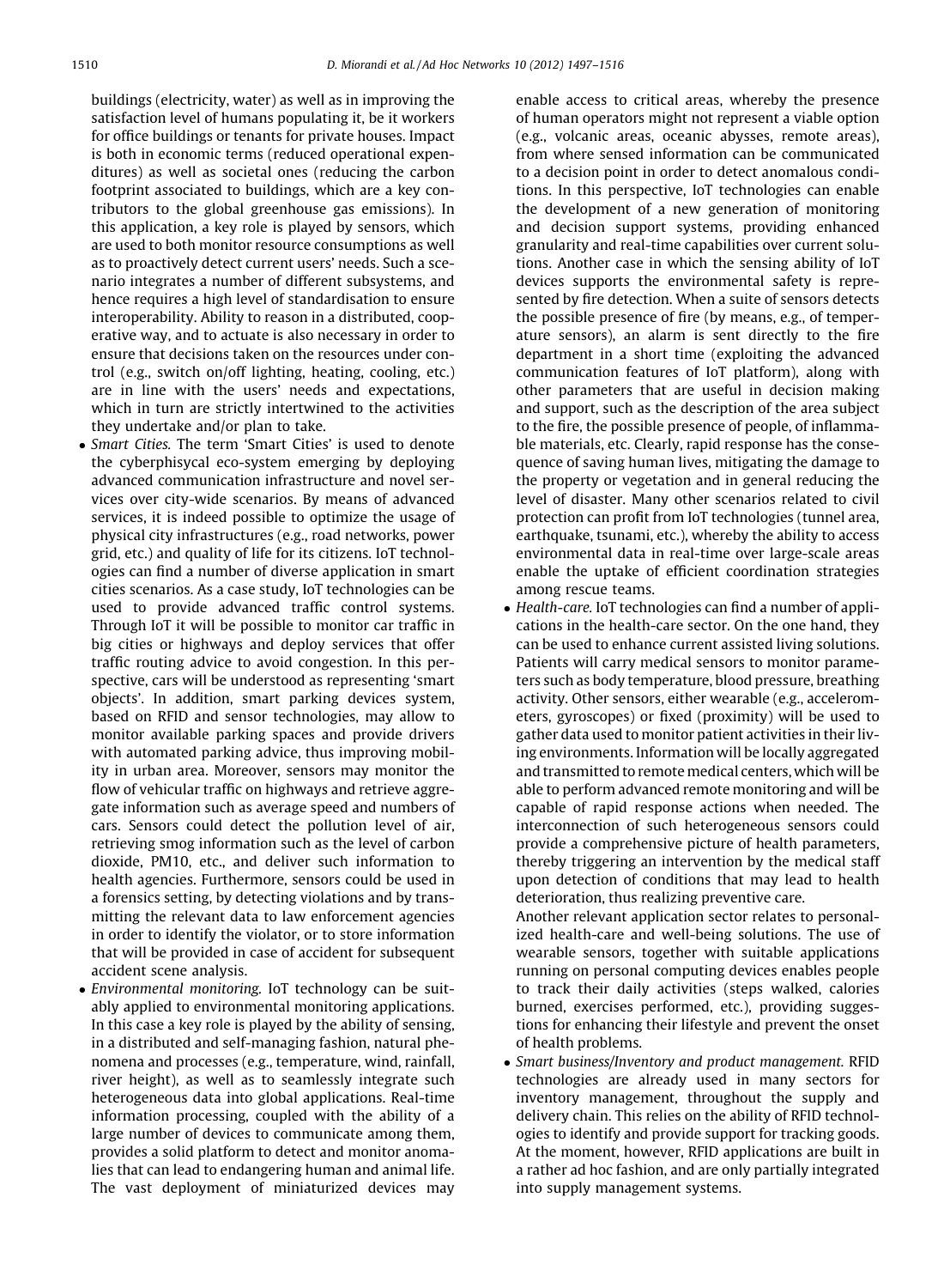buildings (electricity, water) as well as in improving the satisfaction level of humans populating it, be it workers for office buildings or tenants for private houses. Impact is both in economic terms (reduced operational expenditures) as well as societal ones (reducing the carbon footprint associated to buildings, which are a key contributors to the global greenhouse gas emissions). In this application, a key role is played by sensors, which are used to both monitor resource consumptions as well as to proactively detect current users' needs. Such a scenario integrates a number of different subsystems, and hence requires a high level of standardisation to ensure interoperability. Ability to reason in a distributed, cooperative way, and to actuate is also necessary in order to ensure that decisions taken on the resources under control (e.g., switch on/off lighting, heating, cooling, etc.) are in line with the users' needs and expectations, which in turn are strictly intertwined to the activities they undertake and/or plan to take.

- *Smart Cities.* The term 'Smart Cities' is used to denote the cyberphisycal eco-system emerging by deploying advanced communication infrastructure and novel services over city-wide scenarios. By means of advanced services, it is indeed possible to optimize the usage of physical city infrastructures (e.g., road networks, power grid, etc.) and quality of life for its citizens. IoT technologies can find a number of diverse application in smart cities scenarios. As a case study, IoT technologies can be used to provide advanced traffic control systems. Through IoT it will be possible to monitor car traffic in big cities or highways and deploy services that offer traffic routing advice to avoid congestion. In this perspective, cars will be understood as representing 'smart objects'. In addition, smart parking devices system, based on RFID and sensor technologies, may allow to monitor available parking spaces and provide drivers with automated parking advice, thus improving mobility in urban area. Moreover, sensors may monitor the flow of vehicular traffic on highways and retrieve aggregate information such as average speed and numbers of cars. Sensors could detect the pollution level of air, retrieving smog information such as the level of carbon dioxide, PM10, etc., and deliver such information to health agencies. Furthermore, sensors could be used in a forensics setting, by detecting violations and by transmitting the relevant data to law enforcement agencies in order to identify the violator, or to store information that will be provided in case of accident for subsequent accident scene analysis.
- *Environmental monitoring.* IoT technology can be suitably applied to environmental monitoring applications. In this case a key role is played by the ability of sensing, in a distributed and self-managing fashion, natural phenomena and processes (e.g., temperature, wind, rainfall, river height), as well as to seamlessly integrate such heterogeneous data into global applications. Real-time information processing, coupled with the ability of a large number of devices to communicate among them, provides a solid platform to detect and monitor anomalies that can lead to endangering human and animal life. The vast deployment of miniaturized devices may enable access to critical areas, whereby the presence of human operators might not represent a viable option (e.g., volcanic areas, oceanic abysses, remote areas), from where sensed information can be communicated to a decision point in order to detect anomalous conditions. In this perspective, IoT technologies can enable the development of a new generation of monitoring and decision support systems, providing enhanced granularity and real-time capabilities over current solutions. Another case in which the sensing ability of IoT devices supports the environmental safety is represented by fire detection. When a suite of sensors detects the possible presence of fire (by means, e.g., of temperature sensors), an alarm is sent directly to the fire department in a short time (exploiting the advanced communication features of IoT platform), along with other parameters that are useful in decision making and support, such as the description of the area subject to the fire, the possible presence of people, of inflammable materials, etc. Clearly, rapid response has the consequence of saving human lives, mitigating the damage to the property or vegetation and in general reducing the level of disaster. Many other scenarios related to civil protection can profit from IoT technologies (tunnel area, earthquake, tsunami, etc.), whereby the ability to access environmental data in real-time over large-scale areas enable the uptake of efficient coordination strategies among rescue teams.
- *Health-care.* IoT technologies can find a number of applications in the health-care sector. On the one hand, they can be used to enhance current assisted living solutions. Patients will carry medical sensors to monitor parameters such as body temperature, blood pressure, breathing activity. Other sensors, either wearable (e.g., accelerometers, gyroscopes) or fixed (proximity) will be used to gather data used to monitor patient activities in their living environments. Information will be locally aggregated and transmitted to remote medical centers, which will be able to perform advanced remote monitoring and will be capable of rapid response actions when needed. The interconnection of such heterogeneous sensors could provide a comprehensive picture of health parameters, thereby triggering an intervention by the medical staff upon detection of conditions that may lead to health deterioration, thus realizing preventive care.

  Another relevant application sector relates to personalized health-care and well-being solutions. The use of wearable sensors, together with suitable applications running on personal computing devices enables people to track their daily activities (steps walked, calories burned, exercises performed, etc.), providing suggestions for enhancing their lifestyle and prevent the onset of health problems.
- *Smart business/Inventory and product management.* RFID technologies are already used in many sectors for inventory management, throughout the supply and delivery chain. This relies on the ability of RFID technologies to identify and provide support for tracking goods. At the moment, however, RFID applications are built in a rather ad hoc fashion, and are only partially integrated into supply management systems.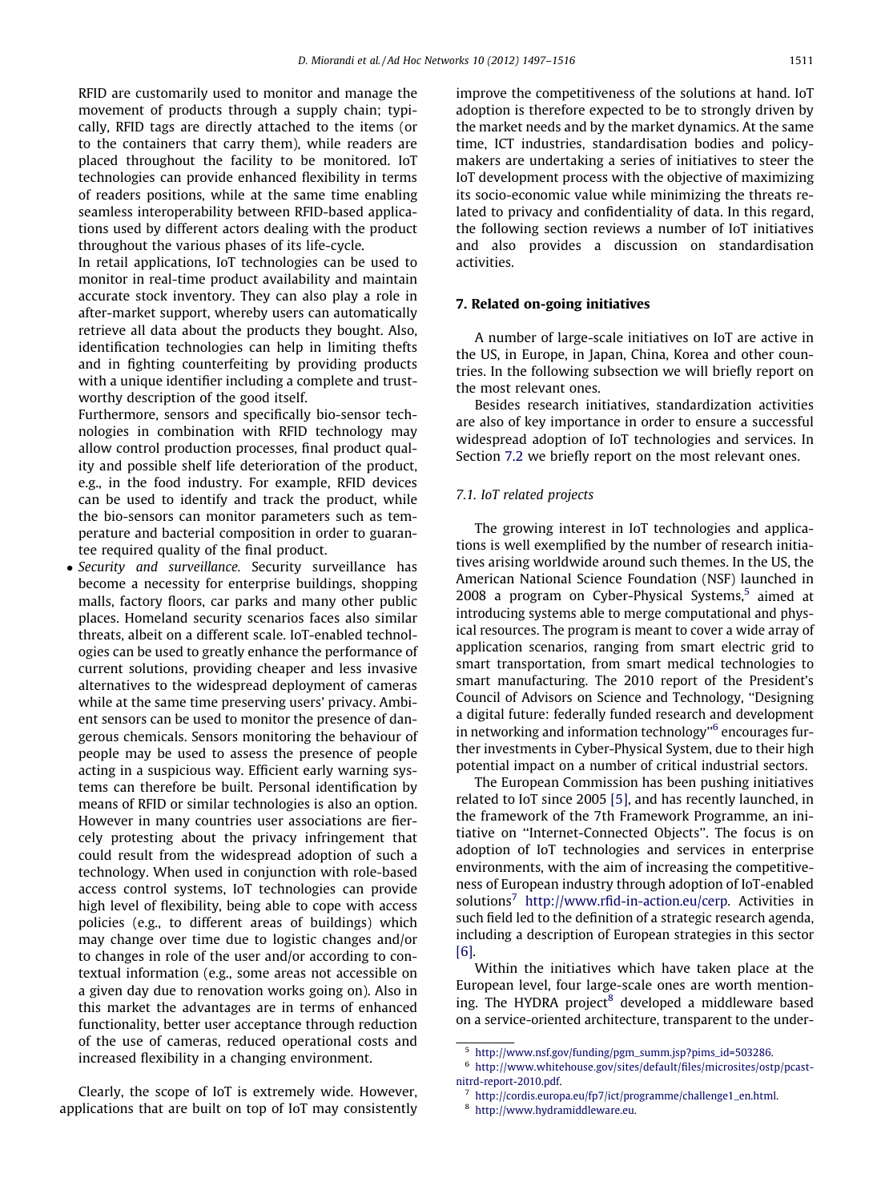RFID are customarily used to monitor and manage the movement of products through a supply chain; typically, RFID tags are directly attached to the items (or to the containers that carry them), while readers are placed throughout the facility to be monitored. IoT technologies can provide enhanced flexibility in terms of readers positions, while at the same time enabling seamless interoperability between RFID-based applications used by different actors dealing with the product throughout the various phases of its life-cycle.

In retail applications, IoT technologies can be used to monitor in real-time product availability and maintain accurate stock inventory. They can also play a role in after-market support, whereby users can automatically retrieve all data about the products they bought. Also, identification technologies can help in limiting thefts and in fighting counterfeiting by providing products with a unique identifier including a complete and trustworthy description of the good itself.

Furthermore, sensors and specifically bio-sensor technologies in combination with RFID technology may allow control production processes, final product quality and possible shelf life deterioration of the product, e.g., in the food industry. For example, RFID devices can be used to identify and track the product, while the bio-sensors can monitor parameters such as temperature and bacterial composition in order to guarantee required quality of the final product.

- *Security and surveillance.* Security surveillance has become a necessity for enterprise buildings, shopping malls, factory floors, car parks and many other public places. Homeland security scenarios faces also similar threats, albeit on a different scale. IoT-enabled technologies can be used to greatly enhance the performance of current solutions, providing cheaper and less invasive alternatives to the widespread deployment of cameras while at the same time preserving users' privacy. Ambient sensors can be used to monitor the presence of dangerous chemicals. Sensors monitoring the behaviour of people may be used to assess the presence of people acting in a suspicious way. Efficient early warning systems can therefore be built. Personal identification by means of RFID or similar technologies is also an option. However in many countries user associations are fiercely protesting about the privacy infringement that could result from the widespread adoption of such a technology. When used in conjunction with role-based access control systems, IoT technologies can provide high level of flexibility, being able to cope with access policies (e.g., to different areas of buildings) which may change over time due to logistic changes and/or to changes in role of the user and/or according to contextual information (e.g., some areas not accessible on a given day due to renovation works going on). Also in this market the advantages are in terms of enhanced functionality, better user acceptance through reduction of the use of cameras, reduced operational costs and increased flexibility in a changing environment.

Clearly, the scope of IoT is extremely wide. However, applications that are built on top of IoT may consistently improve the competitiveness of the solutions at hand. IoT adoption is therefore expected to be to strongly driven by the market needs and by the market dynamics. At the same time, ICT industries, standardisation bodies and policymakers are undertaking a series of initiatives to steer the IoT development process with the objective of maximizing its socio-economic value while minimizing the threats related to privacy and confidentiality of data. In this regard, the following section reviews a number of IoT initiatives and also provides a discussion on standardisation activities.

## 7. Related on-going initiatives

A number of large-scale initiatives on IoT are active in the US, in Europe, in Japan, China, Korea and other countries. In the following subsection we will briefly report on the most relevant ones.

Besides research initiatives, standardization activities are also of key importance in order to ensure a successful widespread adoption of IoT technologies and services. In Section 7.2 we briefly report on the most relevant ones.

### 7.1. IoT related projects

The growing interest in IoT technologies and applications is well exemplified by the number of research initiatives arising worldwide around such themes. In the US, the American National Science Foundation (NSF) launched in 2008 a program on Cyber-Physical Systems,[5] aimed at introducing systems able to merge computational and physical resources. The program is meant to cover a wide array of application scenarios, ranging from smart electric grid to smart transportation, from smart medical technologies to smart manufacturing. The 2010 report of the President's Council of Advisors on Science and Technology, "Designing a digital future: federally funded research and development in networking and information technology"[6] encourages further investments in Cyber-Physical System, due to their high potential impact on a number of critical industrial sectors.

The European Commission has been pushing initiatives related to IoT since 2005 [5], and has recently launched, in the framework of the 7th Framework Programme, an initiative on "Internet-Connected Objects". The focus is on adoption of IoT technologies and services in enterprise environments, with the aim of increasing the competitiveness of European industry through adoption of IoT-enabled solutions[7] http://www.rfid-in-action.eu/cerp. Activities in such field led to the definition of a strategic research agenda, including a description of European strategies in this sector [6].

Within the initiatives which have taken place at the European level, four large-scale ones are worth mentioning. The HYDRA project[8] developed a middleware based on a service-oriented architecture, transparent to the under-

[5] http://www.nsf.gov/funding/pgm_summ.jsp?pims_id=503286.

[6] http://www.whitehouse.gov/sites/default/files/microsites/ostp/pcast-nitrd-report-2010.pdf.

[7] http://cordis.europa.eu/fp7/ict/programme/challenge1_en.html.

[8] http://www.hydramiddleware.eu.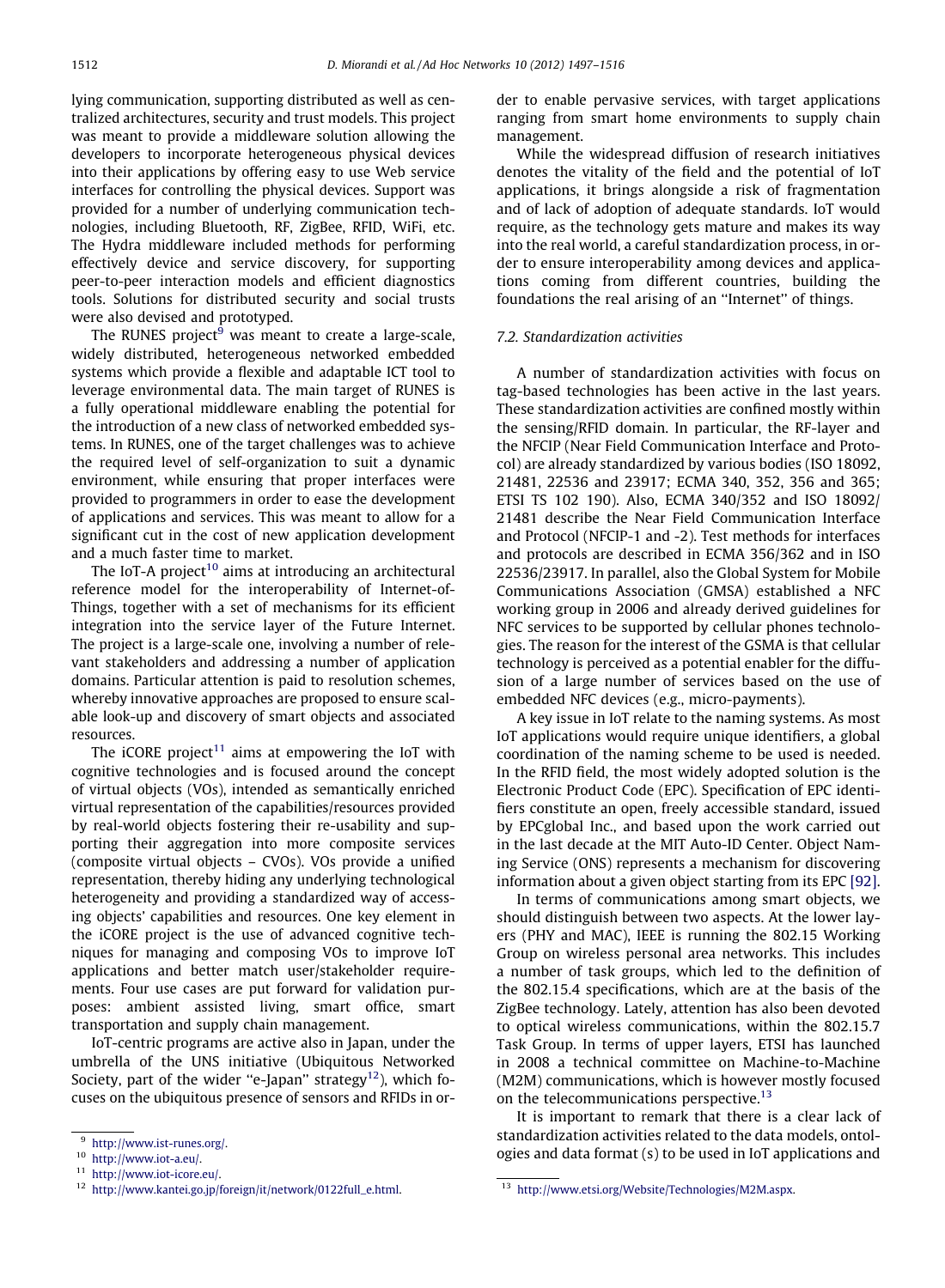lying communication, supporting distributed as well as centralized architectures, security and trust models. This project was meant to provide a middleware solution allowing the developers to incorporate heterogeneous physical devices into their applications by offering easy to use Web service interfaces for controlling the physical devices. Support was provided for a number of underlying communication technologies, including Bluetooth, RF, ZigBee, RFID, WiFi, etc. The Hydra middleware included methods for performing effectively device and service discovery, for supporting peer-to-peer interaction models and efficient diagnostics tools. Solutions for distributed security and social trusts were also devised and prototyped.

The RUNES project[9] was meant to create a large-scale, widely distributed, heterogeneous networked embedded systems which provide a flexible and adaptable ICT tool to leverage environmental data. The main target of RUNES is a fully operational middleware enabling the potential for the introduction of a new class of networked embedded systems. In RUNES, one of the target challenges was to achieve the required level of self-organization to suit a dynamic environment, while ensuring that proper interfaces were provided to programmers in order to ease the development of applications and services. This was meant to allow for a significant cut in the cost of new application development and a much faster time to market.

The IoT-A project[10] aims at introducing an architectural reference model for the interoperability of Internet-of-Things, together with a set of mechanisms for its efficient integration into the service layer of the Future Internet. The project is a large-scale one, involving a number of relevant stakeholders and addressing a number of application domains. Particular attention is paid to resolution schemes, whereby innovative approaches are proposed to ensure scalable look-up and discovery of smart objects and associated resources.

The iCORE project[11] aims at empowering the IoT with cognitive technologies and is focused around the concept of virtual objects (VOs), intended as semantically enriched virtual representation of the capabilities/resources provided by real-world objects fostering their re-usability and supporting their aggregation into more composite services (composite virtual objects – CVOs). VOs provide a unified representation, thereby hiding any underlying technological heterogeneity and providing a standardized way of accessing objects' capabilities and resources. One key element in the iCORE project is the use of advanced cognitive techniques for managing and composing VOs to improve IoT applications and better match user/stakeholder requirements. Four use cases are put forward for validation purposes: ambient assisted living, smart office, smart transportation and supply chain management.

IoT-centric programs are active also in Japan, under the umbrella of the UNS initiative (Ubiquitous Networked Society, part of the wider "e-Japan" strategy[12]), which focuses on the ubiquitous presence of sensors and RFIDs in order to enable pervasive services, with target applications ranging from smart home environments to supply chain management.

While the widespread diffusion of research initiatives denotes the vitality of the field and the potential of IoT applications, it brings alongside a risk of fragmentation and of lack of adoption of adequate standards. IoT would require, as the technology gets mature and makes its way into the real world, a careful standardization process, in order to ensure interoperability among devices and applications coming from different countries, building the foundations the real arising of an "Internet" of things.

### 7.2. Standardization activities

A number of standardization activities with focus on tag-based technologies has been active in the last years. These standardization activities are confined mostly within the sensing/RFID domain. In particular, the RF-layer and the NFCIP (Near Field Communication Interface and Protocol) are already standardized by various bodies (ISO 18092, 21481, 22536 and 23917; ECMA 340, 352, 356 and 365; ETSI TS 102 190). Also, ECMA 340/352 and ISO 18092/21481 describe the Near Field Communication Interface and Protocol (NFCIP-1 and -2). Test methods for interfaces and protocols are described in ECMA 356/362 and in ISO 22536/23917. In parallel, also the Global System for Mobile Communications Association (GMSA) established a NFC working group in 2006 and already derived guidelines for NFC services to be supported by cellular phones technologies. The reason for the interest of the GSMA is that cellular technology is perceived as a potential enabler for the diffusion of a large number of services based on the use of embedded NFC devices (e.g., micro-payments).

A key issue in IoT relate to the naming systems. As most IoT applications would require unique identifiers, a global coordination of the naming scheme to be used is needed. In the RFID field, the most widely adopted solution is the Electronic Product Code (EPC). Specification of EPC identifiers constitute an open, freely accessible standard, issued by EPCglobal Inc., and based upon the work carried out in the last decade at the MIT Auto-ID Center. Object Naming Service (ONS) represents a mechanism for discovering information about a given object starting from its EPC [92].

In terms of communications among smart objects, we should distinguish between two aspects. At the lower layers (PHY and MAC), IEEE is running the 802.15 Working Group on wireless personal area networks. This includes a number of task groups, which led to the definition of the 802.15.4 specifications, which are at the basis of the ZigBee technology. Lately, attention has also been devoted to optical wireless communications, within the 802.15.7 Task Group. In terms of upper layers, ETSI has launched in 2008 a technical committee on Machine-to-Machine (M2M) communications, which is however mostly focused on the telecommunications perspective.[13]

It is important to remark that there is a clear lack of standardization activities related to the data models, ontologies and data format (s) to be used in IoT applications and

[9] http://www.ist-runes.org/.

[10] http://www.iot-a.eu/.

[11] http://www.iot-icore.eu/.

[12] http://www.kantei.go.jp/foreign/it/network/0122full_e.html.

[13] http://www.etsi.org/Website/Technologies/M2M.aspx.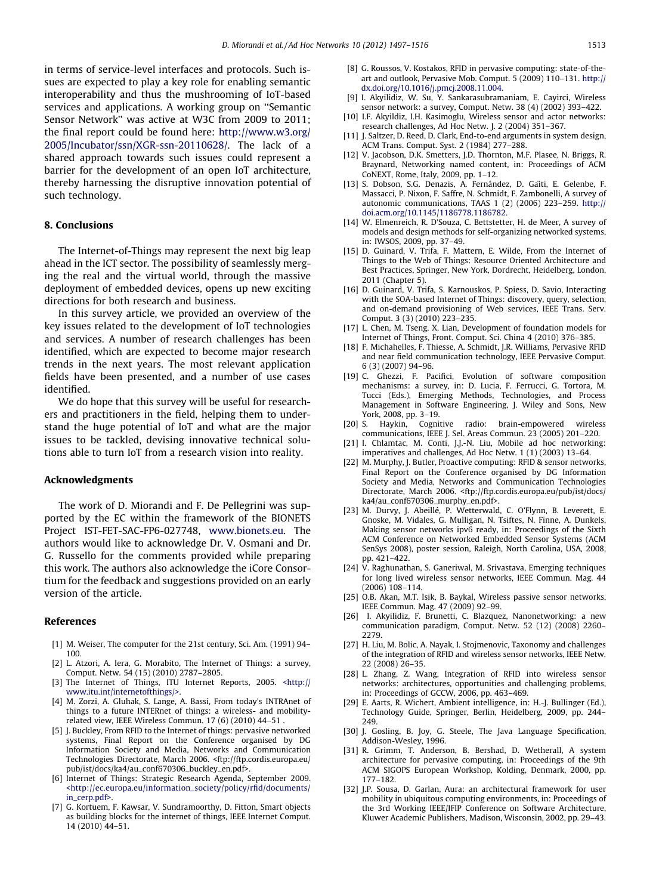in terms of service-level interfaces and protocols. Such issues are expected to play a key role for enabling semantic interoperability and thus the mushrooming of IoT-based services and applications. A working group on ''Semantic Sensor Network'' was active at W3C from 2009 to 2011; the final report could be found here: http://www.w3.org/2005/Incubator/ssn/XGR-ssn-20110628/. The lack of a shared approach towards such issues could represent a barrier for the development of an open IoT architecture, thereby harnessing the disruptive innovation potential of such technology.

## 8. Conclusions

The Internet-of-Things may represent the next big leap ahead in the ICT sector. The possibility of seamlessly merging the real and the virtual world, through the massive deployment of embedded devices, opens up new exciting directions for both research and business.

In this survey article, we provided an overview of the key issues related to the development of IoT technologies and services. A number of research challenges has been identified, which are expected to become major research trends in the next years. The most relevant application fields have been presented, and a number of use cases identified.

We do hope that this survey will be useful for researchers and practitioners in the field, helping them to understand the huge potential of IoT and what are the major issues to be tackled, devising innovative technical solutions able to turn IoT from a research vision into reality.

## Acknowledgments

The work of D. Miorandi and F. De Pellegrini was supported by the EC within the framework of the BIONETS Project IST-FET-SAC-FP6-027748, www.bionets.eu. The authors would like to acknowledge Dr. V. Osmani and Dr. G. Russello for the comments provided while preparing this work. The authors also acknowledge the iCore Consortium for the feedback and suggestions provided on an early version of the article.

## References

[1] M. Weiser, The computer for the 21st century, Sci. Am. (1991) 94–100.

[2] L. Atzori, A. Iera, G. Morabito, The Internet of Things: a survey, Comput. Netw. 54 (15) (2010) 2787–2805.

[3] The Internet of Things, ITU Internet Reports, 2005. <http://www.itu.int/internetofthings/>.

[4] M. Zorzi, A. Gluhak, S. Lange, A. Bassi, From today's INTRAnet of things to a future INTERnet of things: a wireless- and mobility-related view, IEEE Wireless Commun. 17 (6) (2010) 44–51 .

[5] J. Buckley, From RFID to the Internet of things: pervasive networked systems, Final Report on the Conference organised by DG Information Society and Media, Networks and Communication Technologies Directorate, March 2006. <ftp://ftp.cordis.europa.eu/pub/ist/docs/ka4/au_conf670306_buckley_en.pdf>.

[6] Internet of Things: Strategic Research Agenda, September 2009. <http://ec.europa.eu/information_society/policy/rfid/documents/in_cerp.pdf>.

[7] G. Kortuem, F. Kawsar, V. Sundramoorthy, D. Fitton, Smart objects as building blocks for the internet of things, IEEE Internet Comput. 14 (2010) 44–51.

[8] G. Roussos, V. Kostakos, RFID in pervasive computing: state-of-the-art and outlook, Pervasive Mob. Comput. 5 (2009) 110–131. http://dx.doi.org/10.1016/j.pmcj.2008.11.004.

[9] I. Akyilidiz, W. Su, Y. Sankarasubramaniam, E. Cayirci, Wireless sensor network: a survey, Comput. Netw. 38 (4) (2002) 393–422.

[10] I.F. Akyildiz, I.H. Kasimoglu, Wireless sensor and actor networks: research challenges, Ad Hoc Netw. J. 2 (2004) 351–367.

[11] J. Saltzer, D. Reed, D. Clark, End-to-end arguments in system design, ACM Trans. Comput. Syst. 2 (1984) 277–288.

[12] V. Jacobson, D.K. Smetters, J.D. Thornton, M.F. Plasee, N. Briggs, R. Braynard, Networking named content, in: Proceedings of ACM CoNEXT, Rome, Italy, 2009, pp. 1–12.

[13] S. Dobson, S.G. Denazis, A. Fernández, D. Gaïti, E. Gelenbe, F. Massacci, P. Nixon, F. Saffre, N. Schmidt, F. Zambonelli, A survey of autonomic communications, TAAS 1 (2) (2006) 223–259. http://doi.acm.org/10.1145/1186778.1186782.

[14] W. Elmenreich, R. D'Souza, C. Bettstetter, H. de Meer, A survey of models and design methods for self-organizing networked systems, in: IWSOS, 2009, pp. 37–49.

[15] D. Guinard, V. Trifa, F. Mattern, E. Wilde, From the Internet of Things to the Web of Things: Resource Oriented Architecture and Best Practices, Springer, New York, Dordrecht, Heidelberg, London, 2011 (Chapter 5).

[16] D. Guinard, V. Trifa, S. Karnouskos, P. Spiess, D. Savio, Interacting with the SOA-based Internet of Things: discovery, query, selection, and on-demand provisioning of Web services, IEEE Trans. Serv. Comput. 3 (3) (2010) 223–235.

[17] L. Chen, M. Tseng, X. Lian, Development of foundation models for Internet of Things, Front. Comput. Sci. China 4 (2010) 376–385.

[18] F. Michahelles, F. Thiesse, A. Schmidt, J.R. Williams, Pervasive RFID and near field communication technology, IEEE Pervasive Comput. 6 (3) (2007) 94–96.

[19] C. Ghezzi, F. Pacifici, Evolution of software composition mechanisms: a survey, in: D. Lucia, F. Ferrucci, G. Tortora, M. Tucci (Eds.), Emerging Methods, Technologies, and Process Management in Software Engineering, J. Wiley and Sons, New York, 2008, pp. 3–19.

[20] S. Haykin, Cognitive radio: brain-empowered wireless communications, IEEE J. Sel. Areas Commun. 23 (2005) 201–220.

[21] I. Chlamtac, M. Conti, J.J.-N. Liu, Mobile ad hoc networking: imperatives and challenges, Ad Hoc Netw. 1 (1) (2003) 13–64.

[22] M. Murphy, J. Butler, Proactive computing: RFID & sensor networks, Final Report on the Conference organised by DG Information Society and Media, Networks and Communication Technologies Directorate, March 2006. <ftp://ftp.cordis.europa.eu/pub/ist/docs/ka4/au_conf670306_murphy_en.pdf>.

[23] M. Durvy, J. Abeillé, P. Wetterwald, C. O'Flynn, B. Leverett, E. Gnoske, M. Vidales, G. Mulligan, N. Tsiftes, N. Finne, A. Dunkels, Making sensor networks ipv6 ready, in: Proceedings of the Sixth ACM Conference on Networked Embedded Sensor Systems (ACM SenSys 2008), poster session, Raleigh, North Carolina, USA, 2008, pp. 421–422.

[24] V. Raghunathan, S. Ganeriwal, M. Srivastava, Emerging techniques for long lived wireless sensor networks, IEEE Commun. Mag. 44 (2006) 108–114.

[25] O.B. Akan, M.T. Isik, B. Baykal, Wireless passive sensor networks, IEEE Commun. Mag. 47 (2009) 92–99.

[26] I. Akyilidiz, F. Brunetti, C. Blazquez, Nanonetworking: a new communication paradigm, Comput. Netw. 52 (12) (2008) 2260–2279.

[27] H. Liu, M. Bolic, A. Nayak, I. Stojmenovic, Taxonomy and challenges of the integration of RFID and wireless sensor networks, IEEE Netw. 22 (2008) 26–35.

[28] L. Zhang, Z. Wang, Integration of RFID into wireless sensor networks: architectures, opportunities and challenging problems, in: Proceedings of GCCW, 2006, pp. 463–469.

[29] E. Aarts, R. Wichert, Ambient intelligence, in: H.-J. Bullinger (Ed.), Technology Guide, Springer, Berlin, Heidelberg, 2009, pp. 244–249.

[30] J. Gosling, B. Joy, G. Steele, The Java Language Specification, Addison-Wesley, 1996.

[31] R. Grimm, T. Anderson, B. Bershad, D. Wetherall, A system architecture for pervasive computing, in: Proceedings of the 9th ACM SIGOPS European Workshop, Kolding, Denmark, 2000, pp. 177–182.

[32] J.P. Sousa, D. Garlan, Aura: an architectural framework for user mobility in ubiquitous computing environments, in: Proceedings of the 3rd Working IEEE/IFIP Conference on Software Architecture, Kluwer Academic Publishers, Madison, Wisconsin, 2002, pp. 29–43.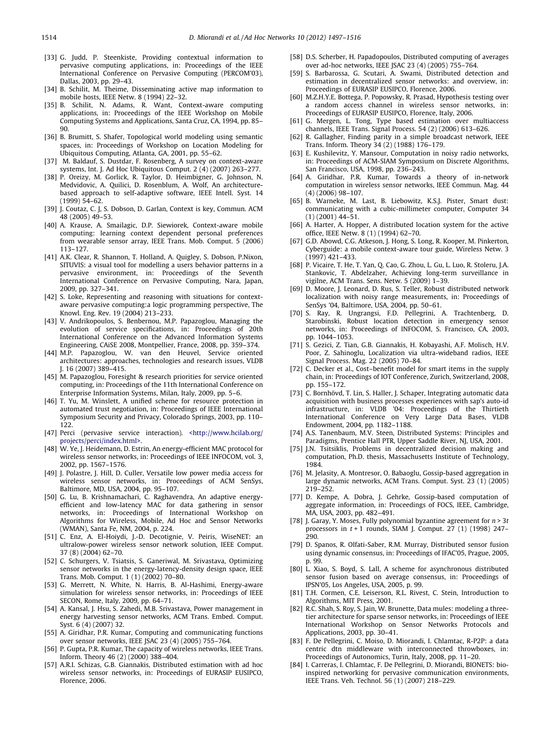[33] G. Judd, P. Steenkiste, Providing contextual information to pervasive computing applications, in: Proceedings of the IEEE International Conference on Pervasive Computing (PERCOM'03), Dallas, 2003, pp. 29–43.

[34] B. Schilit, M. Theime, Disseminating active map information to mobile hosts, IEEE Netw. 8 (1994) 22–32.

[35] B. Schilit, N. Adams, R. Want, Context-aware computing applications, in: Proceedings of the IEEE Workshop on Mobile Computing Systems and Applications, Santa Cruz, CA, 1994, pp. 85–90.

[36] B. Brumitt, S. Shafer, Topological world modeling using semantic spaces, in: Proceedings of Workshop on Location Modeling for Ubiquitous Computing, Atlanta, GA, 2001, pp. 55–62.

[37] M. Baldauf, S. Dustdar, F. Rosenberg, A survey on context-aware systems, Int. J. Ad Hoc Ubiquitous Comput. 2 (4) (2007) 263–277.

[38] P. Oreizy, M. Gorlick, R. Taylor, D. Heimbigner, G. Johnson, N. Medvidovic, A. Quilici, D. Rosenblum, A. Wolf, An architecture-based approach to self-adaptive software, IEEE Intell. Syst. 14 (1999) 54–62.

[39] J. Coutaz, C. J, S. Dobson, D. Garlan, Context is key, Commun. ACM 48 (2005) 49–53.

[40] A. Krause, A. Smailagic, D.P. Siewiorek, Context-aware mobile computing: learning context dependent personal preferences from wearable sensor array, IEEE Trans. Mob. Comput. 5 (2006) 113–127.

[41] A.K. Clear, R. Shannon, T. Holland, A. Quigley, S. Dobson, P.Nixon, SITUVIS: a visual tool for modelling a users behavior patterns in a pervasive environment, in: Proceedings of the Seventh International Conference on Pervasive Computing, Nara, Japan, 2009, pp. 327–341.

[42] S. Loke, Representing and reasoning with situations for context-aware pervasive computing:a logic programming perspective, The Knowl. Eng. Rev. 19 (2004) 213–233.

[43] V. Andrikopoulos, S. Benbernou, M.P. Papazoglou, Managing the evolution of service specifications, in: Proceedings of 20th International Conference on the Advanced Information Systems Engineering, CAiSE 2008, Montpellier, France, 2008, pp. 359–374.

[44] M.P. Papazoglou, W. van den Heuvel, Service oriented architectures: approaches, technologies and research issues, VLDB J. 16 (2007) 389–415.

[45] M. Papazoglou, Foresight & research priorities for service oriented computing, in: Proceedings of the 11th International Conference on Enterprise Information Systems, Milan, Italy, 2009, pp. 5–6.

[46] T. Yu, M. Winslett, A unified scheme for resource protection in automated trust negotiation, in: Proceedings of IEEE International Symposium Security and Privacy, Colorado Springs, 2003, pp. 110–122.

[47] Perci (pervasive service interaction). <http://www.hcilab.org/projects/perci/index.html>.

[48] W. Ye, J. Heidemann, D. Estrin, An energy-efficient MAC protocol for wireless sensor networks, in: Proceedings of IEEE INFOCOM, vol. 3, 2002, pp. 1567–1576.

[49] J. Polastre, J. Hill, D. Culler, Versatile low power media access for wireless sensor networks, in: Proceedings of ACM SenSys, Baltimore, MD, USA, 2004, pp. 95–107.

[50] G. Lu, B. Krishnamachari, C. Raghavendra, An adaptive energy-efficient and low-latency MAC for data gathering in sensor networks, in: Proceedings of International Workshop on Algorithms for Wireless, Mobile, Ad Hoc and Sensor Networks (WMAN), Santa Fe, NM, 2004, p. 224.

[51] C. Enz, A. El-Hoiydi, J.-D. Decotignie, V. Peiris, WiseNET: an ultralow-power wireless sensor network solution, IEEE Comput. 37 (8) (2004) 62–70.

[52] C. Schurgers, V. Tsiatsis, S. Ganeriwal, M. Srivastava, Optimizing sensor networks in the energy-latency-density design space, IEEE Trans. Mob. Comput. 1 (1) (2002) 70–80.

[53] G. Merrett, N. White, N. Harris, B. Al-Hashimi, Energy-aware simulation for wireless sensor networks, in: Proceedings of IEEE SECON, Rome, Italy, 2009, pp. 64–71.

[54] A. Kansal, J. Hsu, S. Zahedi, M.B. Srivastava, Power management in energy harvesting sensor networks, ACM Trans. Embed. Comput. Syst. 6 (4) (2007) 32.

[55] A. Giridhar, P.R. Kumar, Computing and communicating functions over sensor networks, IEEE JSAC 23 (4) (2005) 755–764.

[56] P. Gupta, P.R. Kumar, The capacity of wireless networks, IEEE Trans. Inform. Theory 46 (2) (2000) 388–404.

[57] A.R.I. Schizas, G.B. Giannakis, Distributed estimation with ad hoc wireless sensor networks, in: Proceedings of EURASIP EUSIPCO, Florence, 2006.

[58] D.S. Scherber, H. Papadopoulos, Distributed computing of averages over ad-hoc networks, IEEE JSAC 23 (4) (2005) 755–764.

[59] S. Barbarossa, G. Scutari, A. Swami, Distributed detection and estimation in decentralized sensor networks: and overview, in: Proceedings of EURASIP EUSIPCO, Florence, 2006.

[60] M.Z.H.Y.E. Bottega, P. Popowsky, R. Prasad, Hypothesis testing over a random access channel in wireless sensor networks, in: Proceedings of EURASIP EUSIPCO, Florence, Italy, 2006.

[61] G. Mergen, L. Tong, Type based estimation over multiaccess channels, IEEE Trans. Signal Process. 54 (2) (2006) 613–626.

[62] R. Gallagher, Finding parity in a simple broadcast network, IEEE Trans. Inform. Theory 34 (2) (1988) 176–179.

[63] E. Kushilevitz, Y. Mansour, Computation in noisy radio networks, in: Proceedings of ACM-SIAM Symposium on Discrete Algorithms, San Francisco, USA, 1998, pp. 236–243.

[64] A. Giridhar, P.R. Kumar, Towards a theory of in-network computation in wireless sensor networks, IEEE Commun. Mag. 44 (4) (2006) 98–107.

[65] B. Warneke, M. Last, B. Liebowitz, K.S.J. Pister, Smart dust: communicating with a cubic-millimeter computer, Computer 34 (1) (2001) 44–51.

[66] A. Harter, A. Hopper, A distributed location system for the active office, IEEE Netw. 8 (1) (1994) 62–70.

[67] G.D. Abowd, C.G. Atkeson, J. Hong, S. Long, R. Kooper, M. Pinkerton, Cyberguide: a mobile context-aware tour guide, Wireless Netw. 3 (1997) 421–433.

[68] P. Vicaire, T. He, T. Yan, Q. Cao, G. Zhou, L. Gu, L. Luo, R. Stoleru, J.A. Stankovic, T. Abdelzaher, Achieving long-term surveillance in vigilne, ACM Trans. Sens. Netw. 5 (2009) 1–39.

[69] D. Moore, J. Leonard, D. Rus, S. Teller, Robust distributed network localization with noisy range measurements, in: Proceedings of SenSys '04, Baltimore, USA, 2004, pp. 50–61.

[70] S. Ray, R. Ungrangsi, F.D. Pellegrini, A. Trachtenberg, D. Starobinski, Robust location detection in emergency sensor networks, in: Proceedings of INFOCOM, S. Francisco, CA, 2003, pp. 1044–1053.

[71] S. Gezici, Z. Tian, G.B. Giannakis, H. Kobayashi, A.F. Molisch, H.V. Poor, Z. Sahinoglu, Localization via ultra-wideband radios, IEEE Signal Process. Mag. 22 (2005) 70–84.

[72] C. Decker et al., Cost–benefit model for smart items in the supply chain, in: Proceedings of IOT Conference, Zurich, Switzerland, 2008, pp. 155–172.

[73] C. Bornhövd, T. Lin, S. Haller, J. Schaper, Integrating automatic data acquisition with business processes experiences with sap's auto-id infrastructure, in: VLDB '04: Proceedings of the Thirtieth International Conference on Very Large Data Bases, VLDB Endowment, 2004, pp. 1182–1188.

[74] A.S. Tanenbaum, M.V. Steen, Distributed Systems: Principles and Paradigms, Prentice Hall PTR, Upper Saddle River, NJ, USA, 2001.

[75] J.N. Tsitsiklis, Problems in decentralized decision making and computation, Ph.D. thesis, Massachusetts Institute of Technology, 1984.

[76] M. Jelasity, A. Montresor, O. Babaoglu, Gossip-based aggregation in large dynamic networks, ACM Trans. Comput. Syst. 23 (1) (2005) 219–252.

[77] D. Kempe, A. Dobra, J. Gehrke, Gossip-based computation of aggregate information, in: Proceedings of FOCS, IEEE, Cambridge, MA, USA, 2003, pp. 482–491.

[78] J. Garay, Y. Moses, Fully polynomial byzantine agreement for $n > 3t$ processors in $t + 1$ rounds, SIAM J. Comput. 27 (1) (1998) 247–290.

[79] D. Spanos, R. Olfati-Saber, R.M. Murray, Distributed sensor fusion using dynamic consensus, in: Proceedings of IFAC'05, Prague, 2005, p. 99.

[80] L. Xiao, S. Boyd, S. Lall, A scheme for asynchronous distributed sensor fusion based on average consensus, in: Proceedings of IPSN'05, Los Angeles, USA, 2005, p. 99.

[81] T.H. Cormen, C.E. Leiserson, R.L. Rivest, C. Stein, Introduction to Algorithms, MIT Press, 2001.

[82] R.C. Shah, S. Roy, S. Jain, W. Brunette, Data mules: modeling a three-tier architecture for sparse sensor networks, in: Proceedings of IEEE International Workshop on Sensor Networks Protocols and Applications, 2003, pp. 30–41.

[83] F. De Pellegrini, C. Moiso, D. Miorandi, I. Chlamtac, R-P2P: a data centric dtn middleware with interconnected throwboxes, in: Proceedings of Autonomics, Turin, Italy, 2008, pp. 11–20.

[84] I. Carreras, I. Chlamtac, F. De Pellegrini, D. Miorandi, BIONETS: bio-inspired networking for pervasive communication environments, IEEE Trans. Veh. Technol. 56 (1) (2007) 218–229.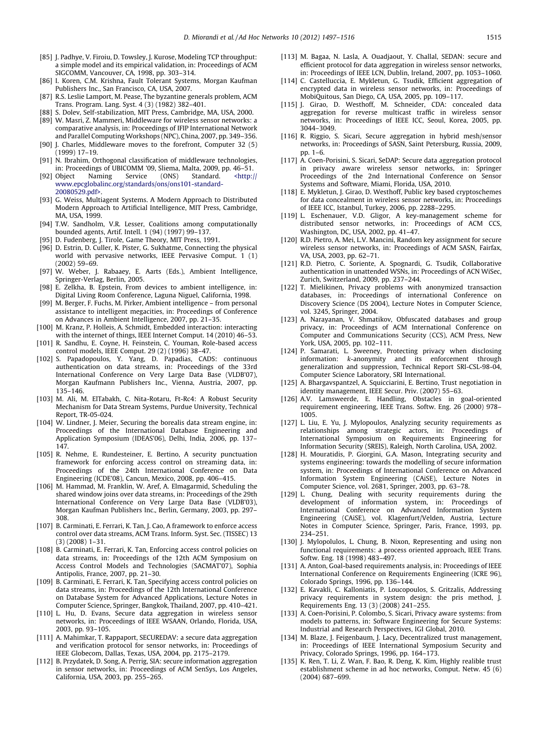[85] J. Padhye, V. Firoiu, D. Towsley, J. Kurose, Modeling TCP throughput: a simple model and its empirical validation, in: Proceedings of ACM SIGCOMM, Vancouver, CA, 1998, pp. 303–314.

[86] I. Koren, C.M. Krishna, Fault Tolerant Systems, Morgan Kaufman Publishers Inc., San Francisco, CA, USA, 2007.

[87] R.S. Leslie Lamport, M. Pease, The byzantine generals problem, ACM Trans. Program. Lang. Syst. 4 (3) (1982) 382–401.

[88] S. Dolev, Self-stabilization, MIT Press, Cambridge, MA, USA, 2000.

[89] W. Masri, Z. Mammeri, Middleware for wireless sensor networks: a comparative analysis, in: Proceedings of IFIP International Network and Parallel Computing Workshops (NPC), China, 2007, pp. 349–356.

[90] J. Charles, Middleware moves to the forefront, Computer 32 (5) (1999) 17–19.

[91] N. Ibrahim, Orthogonal classification of middleware technologies, in: Proceedings of UBICOMM '09, Sliema, Malta, 2009, pp. 46–51.

[92] Object Naming Service (ONS) Standard. <http://www.epcglobalinc.org/standards/ons/ons101-standard-20080529.pdf>.

[93] G. Weiss, Multiagent Systems. A Modern Approach to Distributed Modern Approach to Artificial Intelligence, MIT Press, Cambridge, MA, USA, 1999.

[94] T.W. Sandholm, V.R. Lesser, Coalitions among computationally bounded agents, Artif. Intell. 1 (94) (1997) 99–137.

[95] D. Fudenberg, J. Tirole, Game Theory, MIT Press, 1991.

[96] D. Estrin, D. Culler, K. Pister, G. Sukhatme, Connecting the physical world with pervasive networks, IEEE Pervasive Comput. 1 (1) (2002) 59–69.

[97] W. Weber, J. Rabaaey, E. Aarts (Eds.), Ambient Intelligence, Springer-Verlag, Berlin, 2005.

[98] E. Zelkha, B. Epstein, From devices to ambient intelligence, in: Digital Living Room Conference, Laguna Niguel, California, 1998.

[99] M. Berger, F. Fuchs, M. Pirker, Ambient intelligence – from personal assistance to intelligent megacities, in: Proceedings of Conference on Advances in Ambient Intelligence, 2007, pp. 21–35.

[100] M. Kranz, P. Holleis, A. Schmidt, Embedded interaction: interacting with the internet of things, IEEE Internet Comput. 14 (2010) 46–53.

[101] R. Sandhu, E. Coyne, H. Feinstein, C. Youman, Role-based access control models, IEEE Comput. 29 (2) (1996) 38–47.

[102] S. Papadopoulos, Y. Yang, D. Papadias, CADS: continuous authentication on data streams, in: Proceedings of the 33rd International Conference on Very Large Data Base (VLDB'07), Morgan Kaufmann Publishers Inc., Vienna, Austria, 2007, pp. 135–146.

[103] M. Ali, M. ElTabakh, C. Nita-Rotaru, Ft-Rc4: A Robust Security Mechanism for Data Stream Systems, Purdue University, Technical Report, TR-05-024.

[104] W. Lindner, J. Meier, Securing the borealis data stream engine, in: Proceedings of the International Database Engineering and Application Symposium (IDEAS'06), Delhi, India, 2006, pp. 137–147.

[105] R. Nehme, E. Rundesteiner, E. Bertino, A security punctuation framework for enforcing access control on streaming data, in: Proceedings of the 24th International Conference on Data Engineering (ICDE'08), Cancun, Mexico, 2008, pp. 406–415.

[106] M. Hammad, M. Franklin, W. Aref, A. Elmagarmid, Scheduling the shared window joins over data streams, in: Proceedings of the 29th International Conference on Very Large Data Base (VLDB'03), Morgan Kaufman Publishers Inc., Berlin, Germany, 2003, pp. 297–308.

[107] B. Carminati, E. Ferrari, K. Tan, J. Cao, A framework to enforce access control over data streams, ACM Trans. Inform. Syst. Sec. (TISSEC) 13 (3) (2008) 1–31.

[108] B. Carminati, E. Ferrari, K. Tan, Enforcing access control policies on data streams, in: Proceedings of the 12th ACM Symposium on Access Control Models and Technologies (SACMAT'07), Sophia Antipolis, France, 2007, pp. 21–30.

[109] B. Carminati, E. Ferrari, K. Tan, Specifying access control policies on data streams, in: Proceedings of the 12th International Conference on Database System for Advanced Applications, Lecture Notes in Computer Science, Springer, Bangkok, Thailand, 2007, pp. 410–421.

[110] L. Hu, D. Evans, Secure data aggregation in wireless sensor networks, in: Proceedings of IEEE WSAAN, Orlando, Florida, USA, 2003, pp. 93–105.

[111] A. Mahimkar, T. Rappaport, SECUREDAV: a secure data aggregation and verification protocol for sensor networks, in: Proceedings of IEEE Globecom, Dallas, Texas, USA, 2004, pp. 2175–2179.

[112] B. Przydatek, D. Song, A. Perrig, SIA: secure information aggregation in sensor networks, in: Proceedings of ACM SenSys, Los Angeles, California, USA, 2003, pp. 255–265.

[113] M. Bagaa, N. Lasla, A. Ouadjaout, Y. Challal, SEDAN: secure and efficient protocol for data aggregation in wireless sensor networks, in: Proceedings of IEEE LCN, Dublin, Ireland, 2007, pp. 1053–1060.

[114] C. Castelluccia, E. Mykletun, G. Tsudik, Efficient aggregation of encrypted data in wireless sensor networks, in: Proceedings of MobiQuitous, San Diego, CA, USA, 2005, pp. 109–117.

[115] J. Girao, D. Westhoff, M. Schneider, CDA: concealed data aggregation for reverse multicast traffic in wireless sensor networks, in: Proceedings of IEEE ICC, Seoul, Korea, 2005, pp. 3044–3049.

[116] R. Riggio, S. Sicari, Secure aggregation in hybrid mesh/sensor networks, in: Proceedings of SASN, Saint Petersburg, Russia, 2009, pp. 1–6.

[117] A. Coen-Porisini, S. Sicari, SeDAP: Secure data aggregation protocol in privacy aware wireless sensor networks, in: Springer Proceedings of the 2nd International Conference on Sensor Systems and Software, Miami, Florida, USA, 2010.

[118] E. Mykletun, J. Girao, D. Westhoff, Public key based cryptoschemes for data concealment in wireless sensor networks, in: Proceedings of IEEE ICC, Istanbul, Turkey, 2006, pp. 2288–2295.

[119] L. Eschenauer, V.D. Gligor, A key-management scheme for distributed sensor networks, in: Proceedings of ACM CCS, Washington, DC, USA, 2002, pp. 41–47.

[120] R.D. Pietro, A. Mei, L.V. Mancini, Random key assignment for secure wireless sensor networks, in: Proceedings of ACM SASN, Fairfax, VA, USA, 2003, pp. 62–71.

[121] R.D. Pietro, C. Soriente, A. Spognardi, G. Tsudik, Collaborative authentication in unattended WSNs, in: Proceedings of ACN WiSec, Zurich, Switzerland, 2009, pp. 237–244.

[122] T. Mielikinen, Privacy problems with anonymized transaction databases, in: Proceedings of international Conference on Discovery Science (DS 2004), Lecture Notes in Computer Science, vol. 3245, Springer, 2004.

[123] A. Narayanan, V. Shmatikov, Obfuscated databases and group privacy, in: Proceedings of ACM International Conference on Computer and Communications Security (CCS), ACM Press, New York, USA, 2005, pp. 102–111.

[124] P. Samarati, L. Sweeney, Protecting privacy when disclosing information: *k*-anonymity and its enforcement through generalization and suppression, Technical Report SRI-CSL-98-04, Computer Science Laboratory, SRI International.

[125] A. Bhargavspantzel, A. Squicciarini, E. Bertino, Trust negotiation in identity management, IEEE Secur. Priv. (2007) 55–63.

[126] A.V. Lamsweerde, E. Handling, Obstacles in goal-oriented requirement engineering, IEEE Trans. Softw. Eng. 26 (2000) 978–1005.

[127] L. Liu, E. Yu, J. Mylopoulos, Analyzing security requirements as relationships among strategic actors, in: Proceedings of International Symposium on Requirements Engineering for Information Security (SREIS), Raleigh, North Carolina, USA, 2002.

[128] H. Mouratidis, P. Giorgini, G.A. Mason, Integrating security and systems engineering: towards the modelling of secure information system, in: Proceedings of International Conference on Advanced Information System Engineering (CAiSE), Lecture Notes in Computer Science, vol. 2681, Springer, 2003, pp. 63–78.

[129] L. Chung, Dealing with security requirements during the development of information system, in: Proceedings of International Conference on Advanced Information System Engineering (CAiSE), vol. Klagenfurt/Velden, Austria, Lecture Notes in Computer Science, Springer, Paris, France, 1993, pp. 234–251.

[130] J. Mylopolulos, L. Chung, B. Nixon, Representing and using non functional requirements: a process oriented approach, IEEE Trans. Softw. Eng. 18 (1998) 483–497.

[131] A. Anton, Goal-based requirements analysis, in: Proceedings of IEEE International Conference on Requirements Engineering (ICRE 96), Colorado Springs, 1996, pp. 136–144.

[132] E. Kavakli, C. Kalloniatis, P. Loucopoulos, S. Gritzalis, Addressing privacy requirements in system design: the pris method, J. Requirements Eng. 13 (3) (2008) 241–255.

[133] A. Coen-Porisini, P. Colombo, S. Sicari, Privacy aware systems: from models to patterns, in: Software Engineering for Secure Systems: Industrial and Research Perspectives, IGI Global, 2010.

[134] M. Blaze, J. Feigenbaum, J. Lacy, Decentralized trust management, in: Proceedings of IEEE International Symposium Security and Privacy, Colorado Springs, 1996, pp. 164–173.

[135] K. Ren, T. Li, Z. Wan, F. Bao, R. Deng, K. Kim, Highly realible trust establishment scheme in ad hoc networks, Comput. Netw. 45 (6) (2004) 687–699.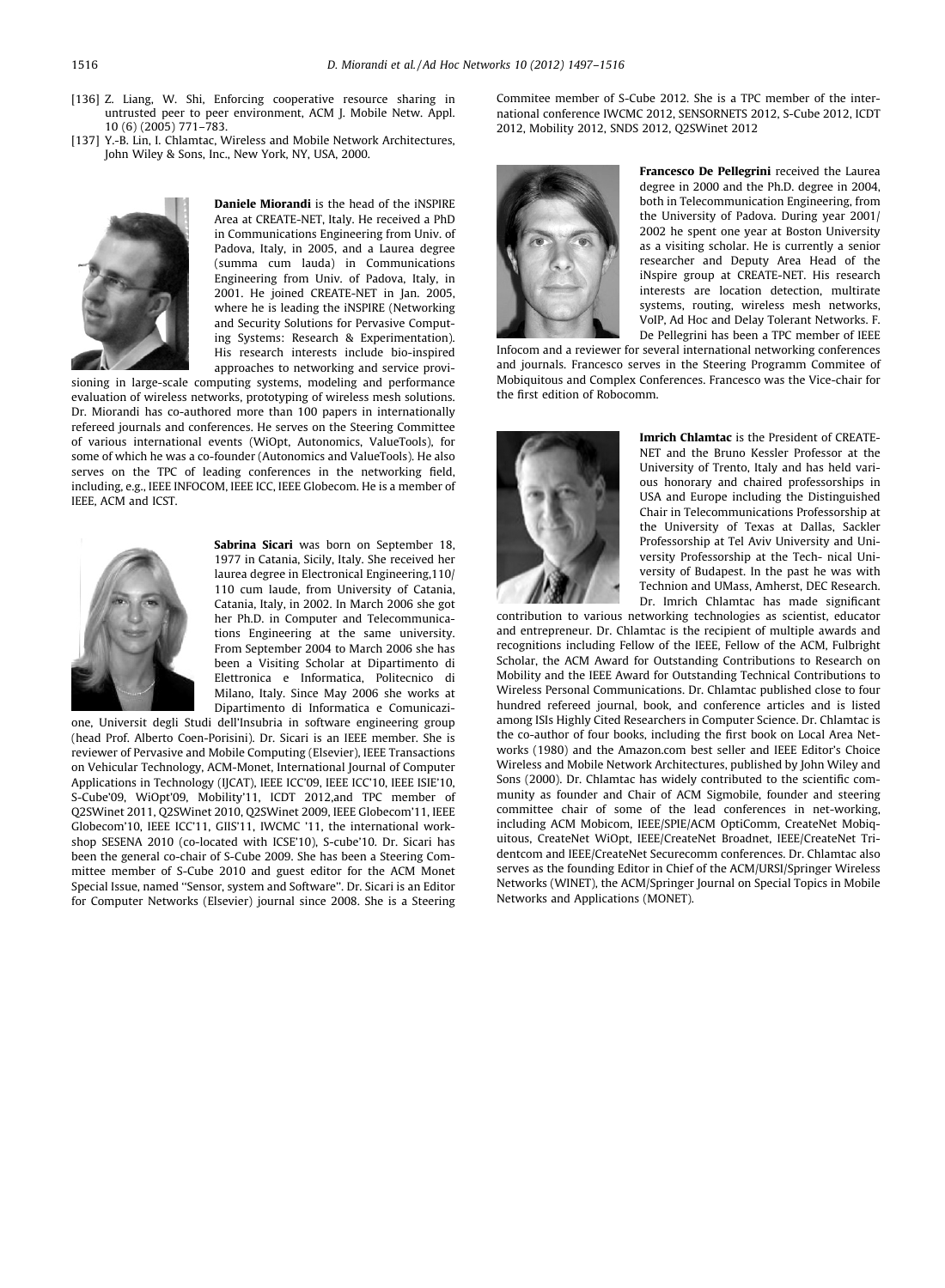[136] Z. Liang, W. Shi, Enforcing cooperative resource sharing in untrusted peer to peer environment, ACM J. Mobile Netw. Appl. 10 (6) (2005) 771–783.

[137] Y.-B. Lin, I. Chlamtac, Wireless and Mobile Network Architectures, John Wiley & Sons, Inc., New York, NY, USA, 2000.

**Daniele Miorandi** is the head of the iNSPIRE Area at CREATE-NET, Italy. He received a PhD in Communications Engineering from Univ. of Padova, Italy, in 2005, and a Laurea degree (summa cum lauda) in Communications Engineering from Univ. of Padova, Italy, in 2001. He joined CREATE-NET in Jan. 2005, where he is leading the iNSPIRE (Networking and Security Solutions for Pervasive Computing Systems: Research & Experimentation). His research interests include bio-inspired approaches to networking and service provisioning in large-scale computing systems, modeling and performance evaluation of wireless networks, prototyping of wireless mesh solutions. Dr. Miorandi has co-authored more than 100 papers in internationally refereed journals and conferences. He serves on the Steering Committee of various international events (WiOpt, Autonomics, ValueTools), for some of which he was a co-founder (Autonomics and ValueTools). He also serves on the TPC of leading conferences in the networking field, including, e.g., IEEE INFOCOM, IEEE ICC, IEEE Globecom. He is a member of IEEE, ACM and ICST.

**Sabrina Sicari** was born on September 18, 1977 in Catania, Sicily, Italy. She received her laurea degree in Electronical Engineering,110/110 cum laude, from University of Catania, Catania, Italy, in 2002. In March 2006 she got her Ph.D. in Computer and Telecommunications Engineering at the same university. From September 2004 to March 2006 she has been a Visiting Scholar at Dipartimento di Elettronica e Informatica, Politecnico di Milano, Italy. Since May 2006 she works at Dipartimento di Informatica e Comunicazione, Universit degli Studi dell'Insubria in software engineering group (head Prof. Alberto Coen-Porisini). Dr. Sicari is an IEEE member. She is reviewer of Pervasive and Mobile Computing (Elsevier), IEEE Transactions on Vehicular Technology, ACM-Monet, International Journal of Computer Applications in Technology (IJCAT), IEEE ICC'09, IEEE ICC'10, IEEE ISIE'10, S-Cube'09, WiOpt'09, Mobility'11, ICDT 2012,and TPC member of Q2SWinet 2011, Q2SWinet 2010, Q2SWinet 2009, IEEE Globecom'11, IEEE Globecom'10, IEEE ICC'11, GIIS'11, IWCMC '11, the international workshop SESENA 2010 (co-located with ICSE'10), S-cube'10. Dr. Sicari has been the general co-chair of S-Cube 2009. She has been a Steering Committee member of S-Cube 2010 and guest editor for the ACM Monet Special Issue, named "Sensor, system and Software". Dr. Sicari is an Editor for Computer Networks (Elsevier) journal since 2008. She is a Steering Commitee member of S-Cube 2012. She is a TPC member of the international conference IWCMC 2012, SENSORNETS 2012, S-Cube 2012, ICDT 2012, Mobility 2012, SNDS 2012, Q2SWinet 2012

**Francesco De Pellegrini** received the Laurea degree in 2000 and the Ph.D. degree in 2004, both in Telecommunication Engineering, from the University of Padova. During year 2001/2002 he spent one year at Boston University as a visiting scholar. He is currently a senior researcher and Deputy Area Head of the iNspire group at CREATE-NET. His research interests are location detection, multirate systems, routing, wireless mesh networks, VoIP, Ad Hoc and Delay Tolerant Networks. F. De Pellegrini has been a TPC member of IEEE Infocom and a reviewer for several international networking conferences and journals. Francesco serves in the Steering Programm Commitee of Mobiquitous and Complex Conferences. Francesco was the Vice-chair for the first edition of Robocomm.

**Imrich Chlamtac** is the President of CREATE-NET and the Bruno Kessler Professor at the University of Trento, Italy and has held various honorary and chaired professorships in USA and Europe including the Distinguished Chair in Telecommunications Professorship at the University of Texas at Dallas, Sackler Professorship at Tel Aviv University and University Professorship at the Tech- nical University of Budapest. In the past he was with Technion and UMass, Amherst, DEC Research. Dr. Imrich Chlamtac has made significant contribution to various networking technologies as scientist, educator and entrepreneur. Dr. Chlamtac is the recipient of multiple awards and recognitions including Fellow of the IEEE, Fellow of the ACM, Fulbright Scholar, the ACM Award for Outstanding Contributions to Research on Mobility and the IEEE Award for Outstanding Technical Contributions to Wireless Personal Communications. Dr. Chlamtac published close to four hundred refereed journal, book, and conference articles and is listed among ISIs Highly Cited Researchers in Computer Science. Dr. Chlamtac is the co-author of four books, including the first book on Local Area Networks (1980) and the Amazon.com best seller and IEEE Editor's Choice Wireless and Mobile Network Architectures, published by John Wiley and Sons (2000). Dr. Chlamtac has widely contributed to the scientific community as founder and Chair of ACM Sigmobile, founder and steering committee chair of some of the lead conferences in net-working, including ACM Mobicom, IEEE/SPIE/ACM OptiComm, CreateNet Mobiquitous, CreateNet WiOpt, IEEE/CreateNet Broadnet, IEEE/CreateNet Tridentcom and IEEE/CreateNet Securecomm conferences. Dr. Chlamtac also serves as the founding Editor in Chief of the ACM/URSI/Springer Wireless Networks (WINET), the ACM/Springer Journal on Special Topics in Mobile Networks and Applications (MONET).